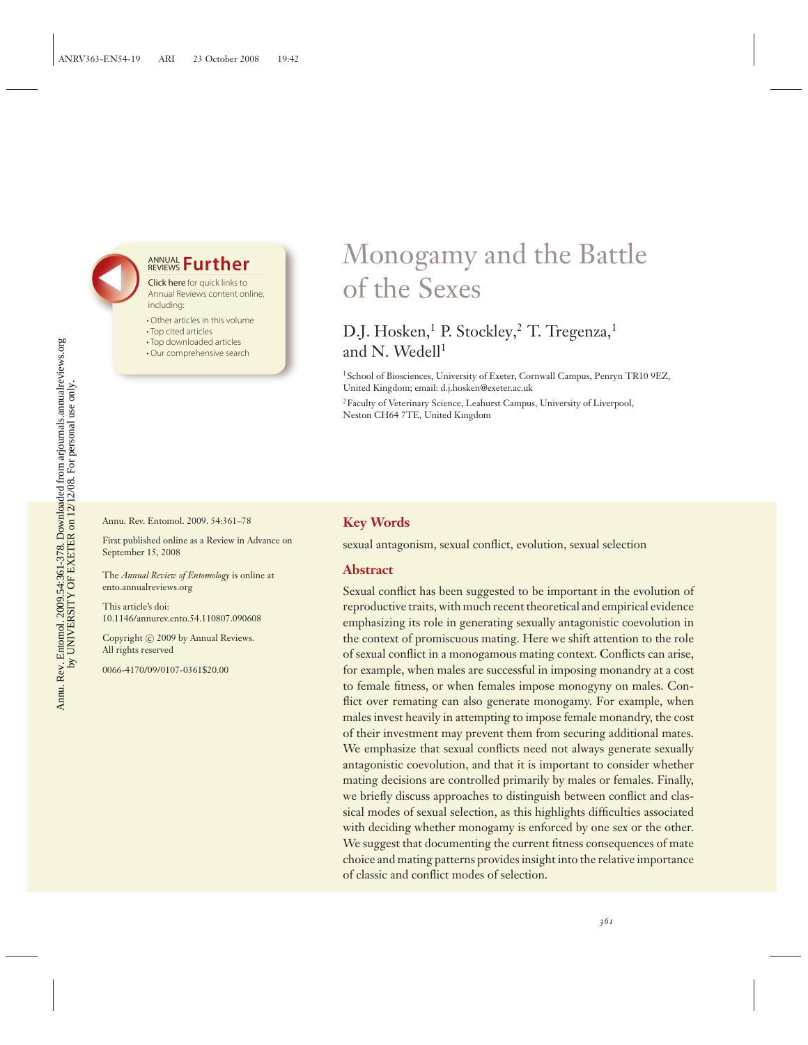# Monogamy and the Battle of the Sexes

D.J. Hosken,[1] P. Stockley,[2] T. Tregenza,[1] and N. Wedell[1]

[1]School of Biosciences, University of Exeter, Cornwall Campus, Penryn TR10 9EZ, United Kingdom; email: d.j.hosken@exeter.ac.uk

[2]Faculty of Veterinary Science, Leahurst Campus, University of Liverpool, Neston CH64 7TE, United Kingdom

Annu. Rev. Entomol. 2009. 54:361–78

First published online as a Review in Advance on September 15, 2008

The *Annual Review of Entomology* is online at ento.annualreviews.org

This article's doi: 10.1146/annurev.ento.54.110807.090608

Copyright © 2009 by Annual Reviews. All rights reserved

0066-4170/09/0107-0361$20.00

## Key Words

sexual antagonism, sexual conflict, evolution, sexual selection

## Abstract

Sexual conflict has been suggested to be important in the evolution of reproductive traits, with much recent theoretical and empirical evidence emphasizing its role in generating sexually antagonistic coevolution in the context of promiscuous mating. Here we shift attention to the role of sexual conflict in a monogamous mating context. Conflicts can arise, for example, when males are successful in imposing monandry at a cost to female fitness, or when females impose monogyny on males. Conflict over remating can also generate monogamy. For example, when males invest heavily in attempting to impose female monandry, the cost of their investment may prevent them from securing additional mates. We emphasize that sexual conflicts need not always generate sexually antagonistic coevolution, and that it is important to consider whether mating decisions are controlled primarily by males or females. Finally, we briefly discuss approaches to distinguish between conflict and classical modes of sexual selection, as this highlights difficulties associated with deciding whether monogamy is enforced by one sex or the other. We suggest that documenting the current fitness consequences of mate choice and mating patterns provides insight into the relative importance of classic and conflict modes of selection.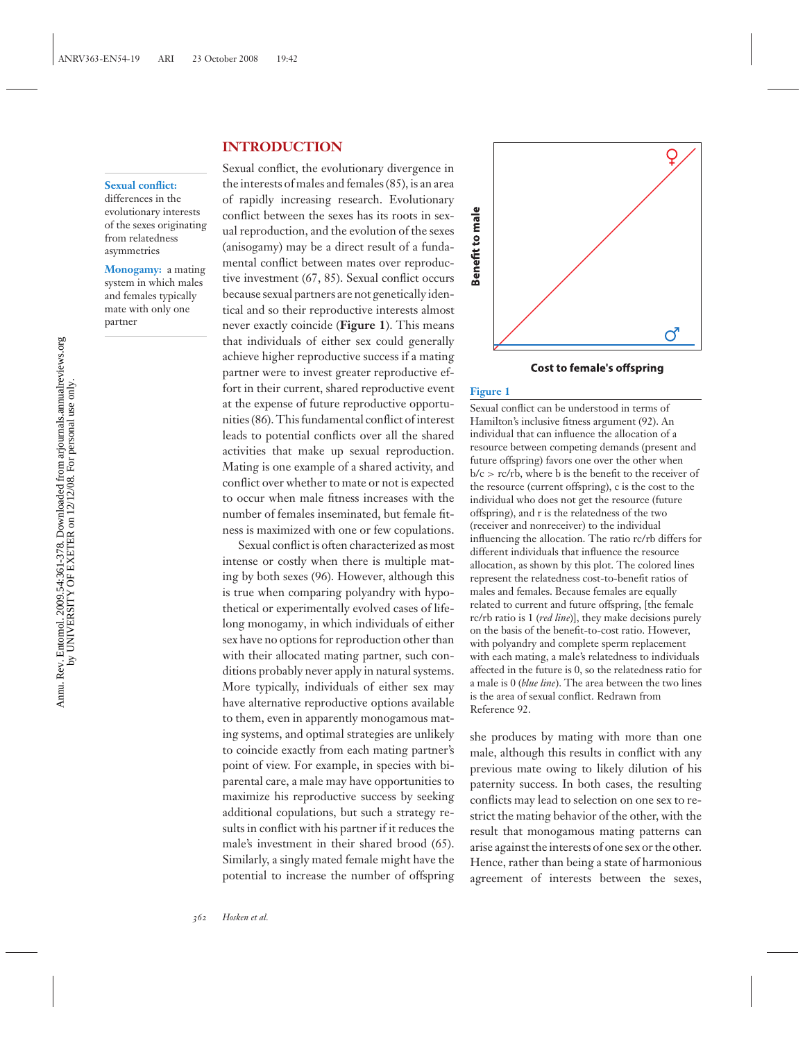## INTRODUCTION

**Sexual conflict:** differences in the evolutionary interests of the sexes originating from relatedness asymmetries

**Monogamy:** a mating system in which males and females typically mate with only one partner

Sexual conflict, the evolutionary divergence in the interests of males and females (85), is an area of rapidly increasing research. Evolutionary conflict between the sexes has its roots in sexual reproduction, and the evolution of the sexes (anisogamy) may be a direct result of a fundamental conflict between mates over reproductive investment (67, 85). Sexual conflict occurs because sexual partners are not genetically identical and so their reproductive interests almost never exactly coincide (**Figure 1**). This means that individuals of either sex could generally achieve higher reproductive success if a mating partner were to invest greater reproductive effort in their current, shared reproductive event at the expense of future reproductive opportunities (86). This fundamental conflict of interest leads to potential conflicts over all the shared activities that make up sexual reproduction. Mating is one example of a shared activity, and conflict over whether to mate or not is expected to occur when male fitness increases with the number of females inseminated, but female fitness is maximized with one or few copulations.

Sexual conflict is often characterized as most intense or costly when there is multiple mating by both sexes (96). However, although this is true when comparing polyandry with hypothetical or experimentally evolved cases of lifelong monogamy, in which individuals of either sex have no options for reproduction other than with their allocated mating partner, such conditions probably never apply in natural systems. More typically, individuals of either sex may have alternative reproductive options available to them, even in apparently monogamous mating systems, and optimal strategies are unlikely to coincide exactly from each mating partner's point of view. For example, in species with biparental care, a male may have opportunities to maximize his reproductive success by seeking additional copulations, but such a strategy results in conflict with his partner if it reduces the male's investment in their shared brood (65). Similarly, a singly mated female might have the potential to increase the number of offspring she produces by mating with more than one male, although this results in conflict with any previous mate owing to likely dilution of his paternity success. In both cases, the resulting conflicts may lead to selection on one sex to restrict the mating behavior of the other, with the result that monogamous mating patterns can arise against the interests of one sex or the other. Hence, rather than being a state of harmonious agreement of interests between the sexes,

Benefit to male

Cost to female's offspring

♀

♂

**Figure 1**

Sexual conflict can be understood in terms of Hamilton's inclusive fitness argument (92). An individual that can influence the allocation of a resource between competing demands (present and future offspring) favors one over the other when $b/c > rc/rb$, where b is the benefit to the receiver of the resource (current offspring), c is the cost to the individual who does not get the resource (future offspring), and r is the relatedness of the two (receiver and nonreceiver) to the individual influencing the allocation. The ratio rc/rb differs for different individuals that influence the resource allocation, as shown by this plot. The colored lines represent the relatedness cost-to-benefit ratios of males and females. Because females are equally related to current and future offspring, [the female rc/rb ratio is 1 (*red line*)], they make decisions purely on the basis of the benefit-to-cost ratio. However, with polyandry and complete sperm replacement with each mating, a male's relatedness to individuals affected in the future is 0, so the relatedness ratio for a male is 0 (*blue line*). The area between the two lines is the area of sexual conflict. Redrawn from Reference 92.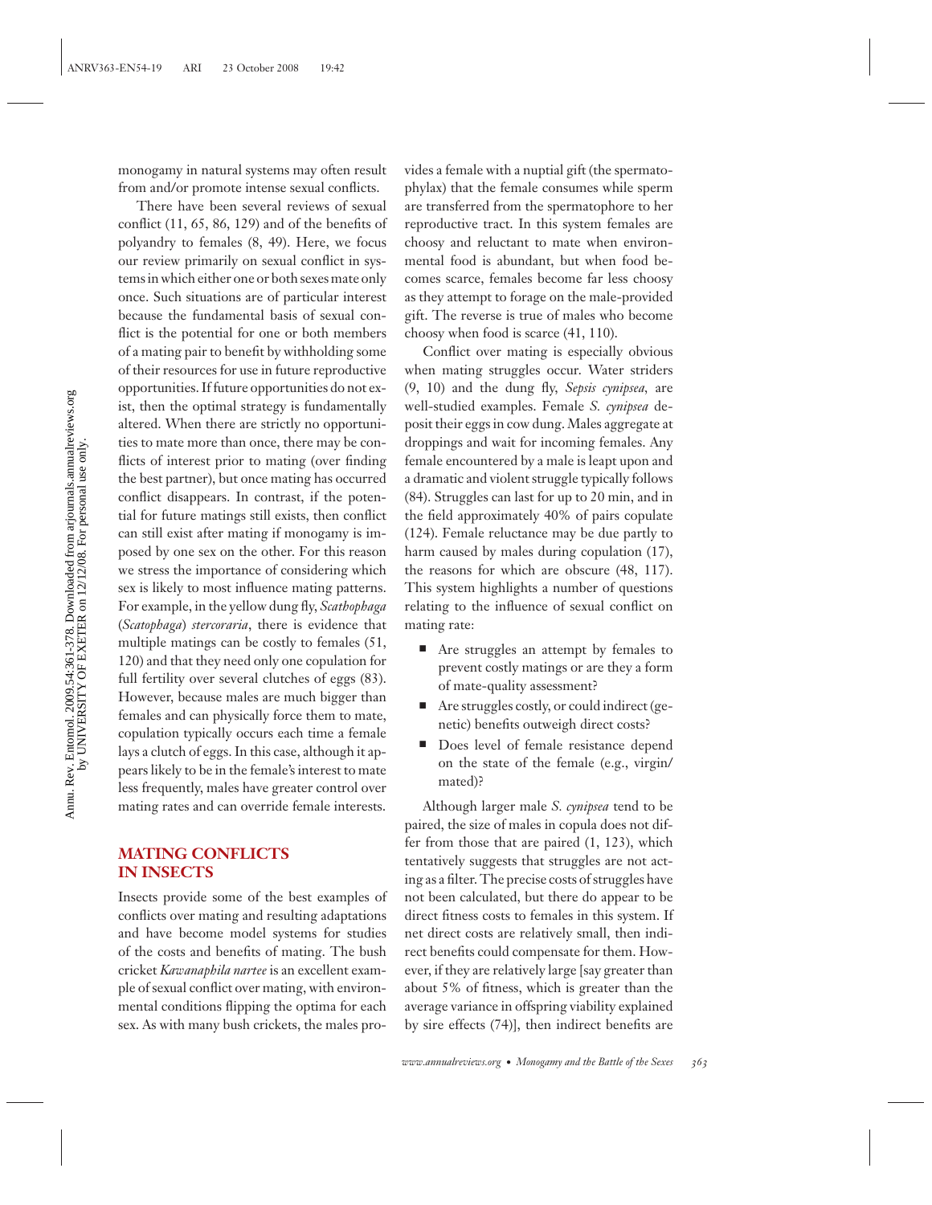monogamy in natural systems may often result from and/or promote intense sexual conflicts.

There have been several reviews of sexual conflict (11, 65, 86, 129) and of the benefits of polyandry to females (8, 49). Here, we focus our review primarily on sexual conflict in systems in which either one or both sexes mate only once. Such situations are of particular interest because the fundamental basis of sexual conflict is the potential for one or both members of a mating pair to benefit by withholding some of their resources for use in future reproductive opportunities. If future opportunities do not exist, then the optimal strategy is fundamentally altered. When there are strictly no opportunities to mate more than once, there may be conflicts of interest prior to mating (over finding the best partner), but once mating has occurred conflict disappears. In contrast, if the potential for future matings still exists, then conflict can still exist after mating if monogamy is imposed by one sex on the other. For this reason we stress the importance of considering which sex is likely to most influence mating patterns. For example, in the yellow dung fly, *Scathophaga* (*Scatophaga*) *stercoraria*, there is evidence that multiple matings can be costly to females (51, 120) and that they need only one copulation for full fertility over several clutches of eggs (83). However, because males are much bigger than females and can physically force them to mate, copulation typically occurs each time a female lays a clutch of eggs. In this case, although it appears likely to be in the female's interest to mate less frequently, males have greater control over mating rates and can override female interests.

## MATING CONFLICTS IN INSECTS

Insects provide some of the best examples of conflicts over mating and resulting adaptations and have become model systems for studies of the costs and benefits of mating. The bush cricket *Kawanaphila nartee* is an excellent example of sexual conflict over mating, with environmental conditions flipping the optima for each sex. As with many bush crickets, the males provides a female with a nuptial gift (the spermatophylax) that the female consumes while sperm are transferred from the spermatophore to her reproductive tract. In this system females are choosy and reluctant to mate when environmental food is abundant, but when food becomes scarce, females become far less choosy as they attempt to forage on the male-provided gift. The reverse is true of males who become choosy when food is scarce (41, 110).

Conflict over mating is especially obvious when mating struggles occur. Water striders (9, 10) and the dung fly, *Sepsis cynipsea*, are well-studied examples. Female *S. cynipsea* deposit their eggs in cow dung. Males aggregate at droppings and wait for incoming females. Any female encountered by a male is leapt upon and a dramatic and violent struggle typically follows (84). Struggles can last for up to 20 min, and in the field approximately 40% of pairs copulate (124). Female reluctance may be due partly to harm caused by males during copulation (17), the reasons for which are obscure (48, 117). This system highlights a number of questions relating to the influence of sexual conflict on mating rate:

- Are struggles an attempt by females to prevent costly matings or are they a form of mate-quality assessment?
- Are struggles costly, or could indirect (genetic) benefits outweigh direct costs?
- Does level of female resistance depend on the state of the female (e.g., virgin/mated)?

Although larger male *S. cynipsea* tend to be paired, the size of males in copula does not differ from those that are paired (1, 123), which tentatively suggests that struggles are not acting as a filter. The precise costs of struggles have not been calculated, but there do appear to be direct fitness costs to females in this system. If net direct costs are relatively small, then indirect benefits could compensate for them. However, if they are relatively large [say greater than about 5% of fitness, which is greater than the average variance in offspring viability explained by sire effects (74)], then indirect benefits are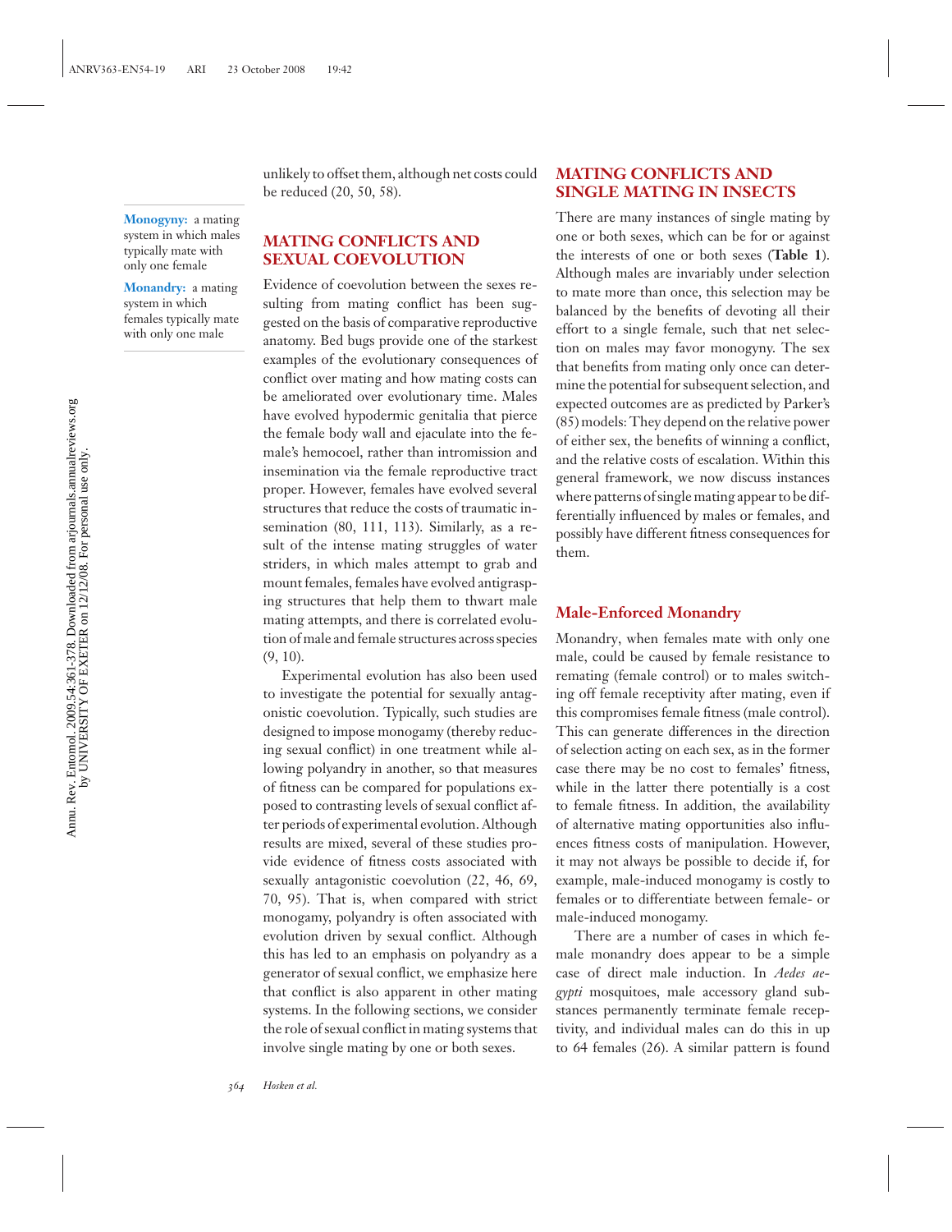unlikely to offset them, although net costs could be reduced (20, 50, 58).

**Monogyny:** a mating system in which males typically mate with only one female

**Monandry:** a mating system in which females typically mate with only one male

## MATING CONFLICTS AND SEXUAL COEVOLUTION

Evidence of coevolution between the sexes resulting from mating conflict has been suggested on the basis of comparative reproductive anatomy. Bed bugs provide one of the starkest examples of the evolutionary consequences of conflict over mating and how mating costs can be ameliorated over evolutionary time. Males have evolved hypodermic genitalia that pierce the female body wall and ejaculate into the female's hemocoel, rather than intromission and insemination via the female reproductive tract proper. However, females have evolved several structures that reduce the costs of traumatic insemination (80, 111, 113). Similarly, as a result of the intense mating struggles of water striders, in which males attempt to grab and mount females, females have evolved antigrasping structures that help them to thwart male mating attempts, and there is correlated evolution of male and female structures across species (9, 10).

Experimental evolution has also been used to investigate the potential for sexually antagonistic coevolution. Typically, such studies are designed to impose monogamy (thereby reducing sexual conflict) in one treatment while allowing polyandry in another, so that measures of fitness can be compared for populations exposed to contrasting levels of sexual conflict after periods of experimental evolution. Although results are mixed, several of these studies provide evidence of fitness costs associated with sexually antagonistic coevolution (22, 46, 69, 70, 95). That is, when compared with strict monogamy, polyandry is often associated with evolution driven by sexual conflict. Although this has led to an emphasis on polyandry as a generator of sexual conflict, we emphasize here that conflict is also apparent in other mating systems. In the following sections, we consider the role of sexual conflict in mating systems that involve single mating by one or both sexes.

## MATING CONFLICTS AND SINGLE MATING IN INSECTS

There are many instances of single mating by one or both sexes, which can be for or against the interests of one or both sexes (**Table 1**). Although males are invariably under selection to mate more than once, this selection may be balanced by the benefits of devoting all their effort to a single female, such that net selection on males may favor monogyny. The sex that benefits from mating only once can determine the potential for subsequent selection, and expected outcomes are as predicted by Parker's (85) models: They depend on the relative power of either sex, the benefits of winning a conflict, and the relative costs of escalation. Within this general framework, we now discuss instances where patterns of single mating appear to be differentially influenced by males or females, and possibly have different fitness consequences for them.

### Male-Enforced Monandry

Monandry, when females mate with only one male, could be caused by female resistance to remating (female control) or to males switching off female receptivity after mating, even if this compromises female fitness (male control). This can generate differences in the direction of selection acting on each sex, as in the former case there may be no cost to females' fitness, while in the latter there potentially is a cost to female fitness. In addition, the availability of alternative mating opportunities also influences fitness costs of manipulation. However, it may not always be possible to decide if, for example, male-induced monogamy is costly to females or to differentiate between female- or male-induced monogamy.

There are a number of cases in which female monandry does appear to be a simple case of direct male induction. In *Aedes aegypti* mosquitoes, male accessory gland substances permanently terminate female receptivity, and individual males can do this in up to 64 females (26). A similar pattern is found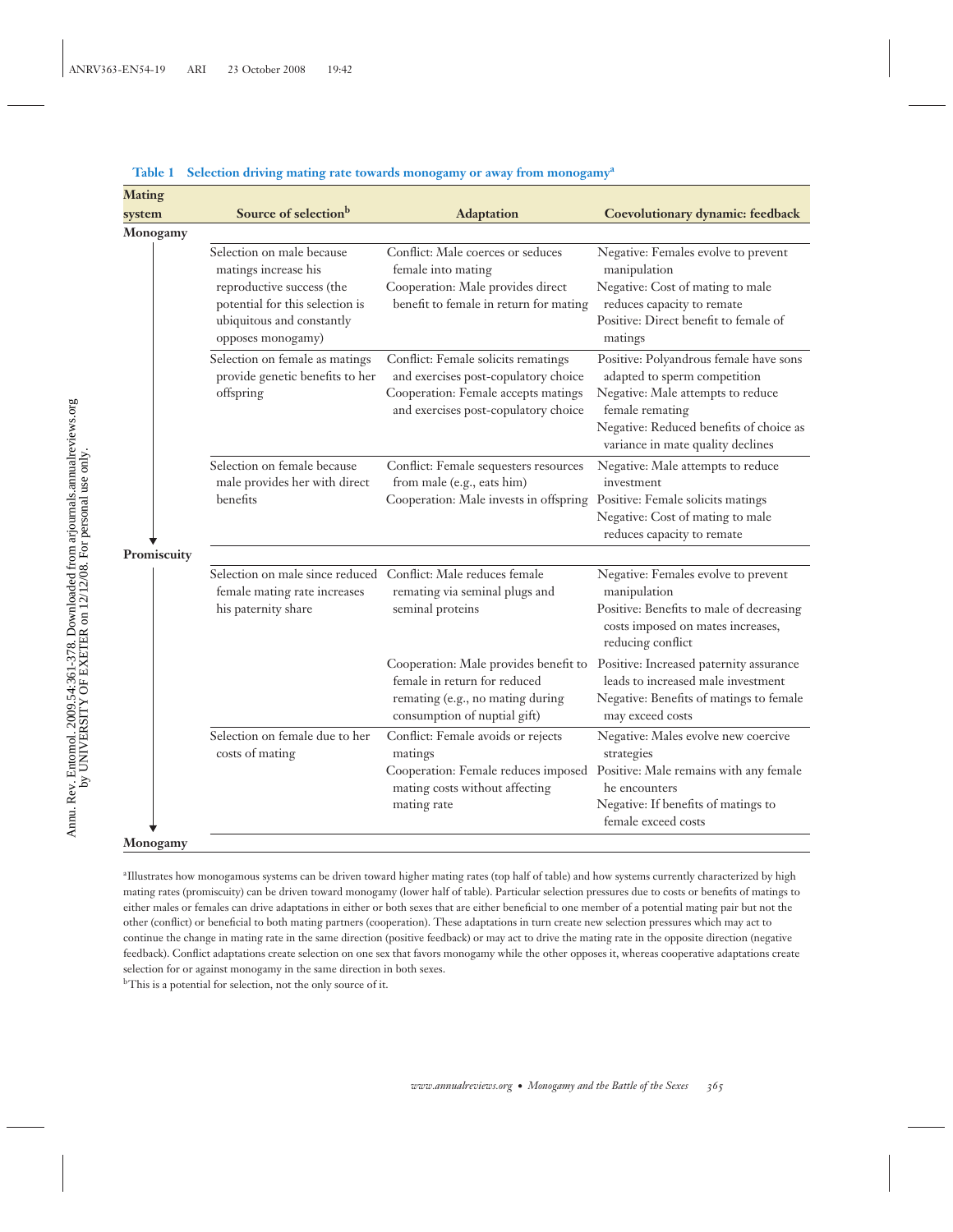**Table 1 Selection driving mating rate towards monogamy or away from monogamy[a]**

| Mating system | Source of selection[b] | Adaptation | Coevolutionary dynamic: feedback |
|---|---|---|---|
| Monogamy | | | |
| ↓ | Selection on male because matings increase his reproductive success (the potential for this selection is ubiquitous and constantly opposes monogamy) | Conflict: Male coerces or seduces female into mating<br>Cooperation: Male provides direct benefit to female in return for mating | Negative: Females evolve to prevent manipulation<br>Negative: Cost of mating to male reduces capacity to remate<br>Positive: Direct benefit to female of matings |
| | Selection on female as matings provide genetic benefits to her offspring | Conflict: Female solicits rematings and exercises post-copulatory choice<br>Cooperation: Female accepts matings and exercises post-copulatory choice | Positive: Polyandrous female have sons adapted to sperm competition<br>Negative: Male attempts to reduce female remating<br>Negative: Reduced benefits of choice as variance in mate quality declines |
| | Selection on female because male provides her with direct benefits | Conflict: Female sequesters resources from male (e.g., eats him)<br>Cooperation: Male invests in offspring | Negative: Male attempts to reduce investment<br>Positive: Female solicits matings<br>Negative: Cost of mating to male reduces capacity to remate |
| Promiscuity | | | |
| ↓ | Selection on male since reduced female mating rate increases his paternity share | Conflict: Male reduces female remating via seminal plugs and seminal proteins | Negative: Females evolve to prevent manipulation<br>Positive: Benefits to male of decreasing costs imposed on mates increases, reducing conflict |
| | | Cooperation: Male provides benefit to female in return for reduced remating (e.g., no mating during consumption of nuptial gift) | Positive: Increased paternity assurance leads to increased male investment<br>Negative: Benefits of matings to female may exceed costs |
| | Selection on female due to her costs of mating | Conflict: Female avoids or rejects matings<br>Cooperation: Female reduces imposed mating costs without affecting mating rate | Negative: Males evolve new coercive strategies<br>Positive: Male remains with any female he encounters<br>Negative: If benefits of matings to female exceed costs |
| Monogamy | | | |

[a]Illustrates how monogamous systems can be driven toward higher mating rates (top half of table) and how systems currently characterized by high mating rates (promiscuity) can be driven toward monogamy (lower half of table). Particular selection pressures due to costs or benefits of matings to either males or females can drive adaptations in either or both sexes that are either beneficial to one member of a potential mating pair but not the other (conflict) or beneficial to both mating partners (cooperation). These adaptations in turn create new selection pressures which may act to continue the change in mating rate in the same direction (positive feedback) or may act to drive the mating rate in the opposite direction (negative feedback). Conflict adaptations create selection on one sex that favors monogamy while the other opposes it, whereas cooperative adaptations create selection for or against monogamy in the same direction in both sexes.

[b]This is a potential for selection, not the only source of it.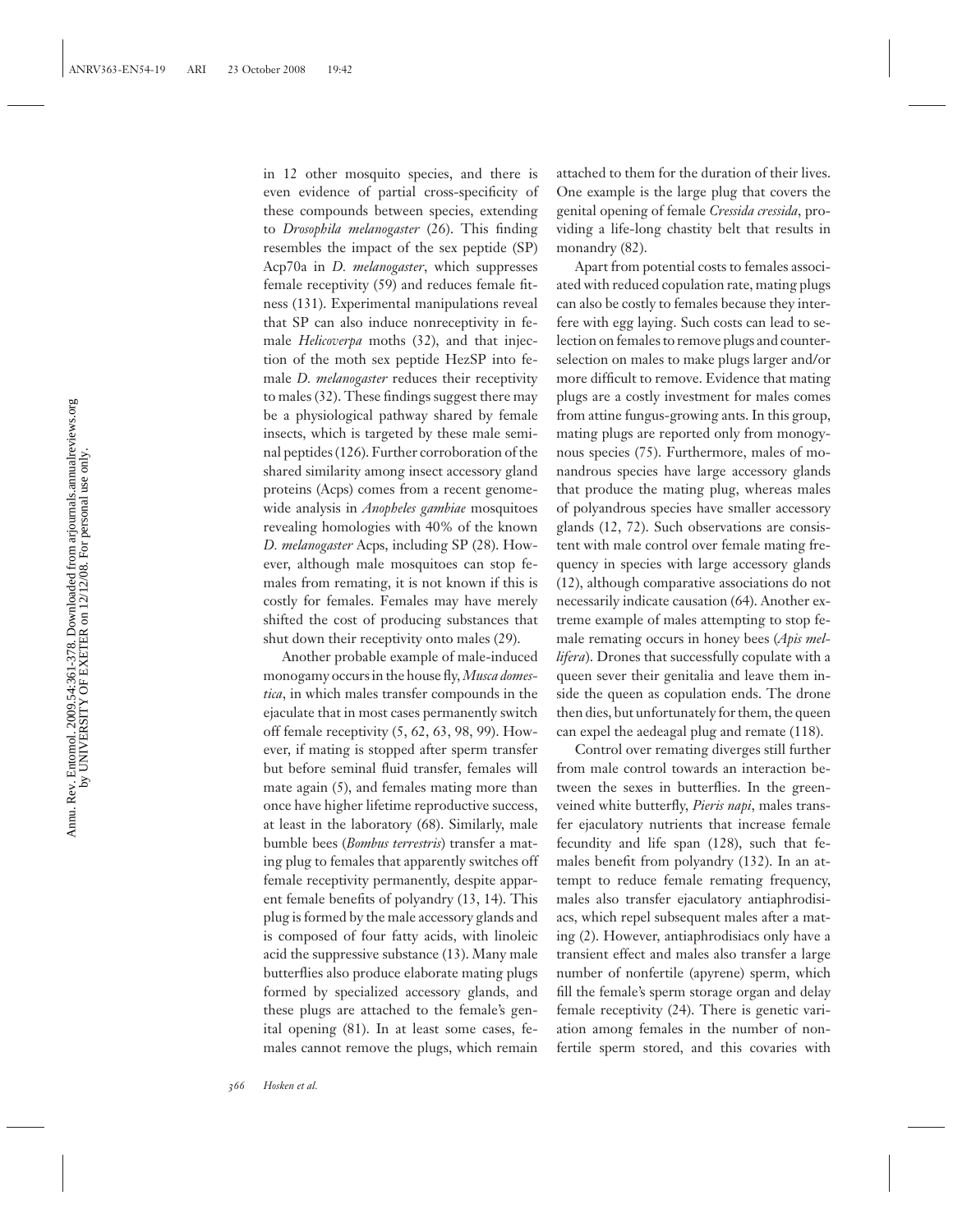in 12 other mosquito species, and there is even evidence of partial cross-specificity of these compounds between species, extending to *Drosophila melanogaster* (26). This finding resembles the impact of the sex peptide (SP) Acp70a in *D. melanogaster*, which suppresses female receptivity (59) and reduces female fitness (131). Experimental manipulations reveal that SP can also induce nonreceptivity in female *Helicoverpa* moths (32), and that injection of the moth sex peptide HezSP into female *D. melanogaster* reduces their receptivity to males (32). These findings suggest there may be a physiological pathway shared by female insects, which is targeted by these male seminal peptides (126). Further corroboration of the shared similarity among insect accessory gland proteins (Acps) comes from a recent genome-wide analysis in *Anopheles gambiae* mosquitoes revealing homologies with 40% of the known *D. melanogaster* Acps, including SP (28). However, although male mosquitoes can stop females from remating, it is not known if this is costly for females. Females may have merely shifted the cost of producing substances that shut down their receptivity onto males (29).

Another probable example of male-induced monogamy occurs in the house fly, *Musca domestica*, in which males transfer compounds in the ejaculate that in most cases permanently switch off female receptivity (5, 62, 63, 98, 99). However, if mating is stopped after sperm transfer but before seminal fluid transfer, females will mate again (5), and females mating more than once have higher lifetime reproductive success, at least in the laboratory (68). Similarly, male bumble bees (*Bombus terrestris*) transfer a mating plug to females that apparently switches off female receptivity permanently, despite apparent female benefits of polyandry (13, 14). This plug is formed by the male accessory glands and is composed of four fatty acids, with linoleic acid the suppressive substance (13). Many male butterflies also produce elaborate mating plugs formed by specialized accessory glands, and these plugs are attached to the female's genital opening (81). In at least some cases, females cannot remove the plugs, which remain attached to them for the duration of their lives. One example is the large plug that covers the genital opening of female *Cressida cressida*, providing a life-long chastity belt that results in monandry (82).

Apart from potential costs to females associated with reduced copulation rate, mating plugs can also be costly to females because they interfere with egg laying. Such costs can lead to selection on females to remove plugs and counter-selection on males to make plugs larger and/or more difficult to remove. Evidence that mating plugs are a costly investment for males comes from attine fungus-growing ants. In this group, mating plugs are reported only from monogynous species (75). Furthermore, males of monandrous species have large accessory glands that produce the mating plug, whereas males of polyandrous species have smaller accessory glands (12, 72). Such observations are consistent with male control over female mating frequency in species with large accessory glands (12), although comparative associations do not necessarily indicate causation (64). Another extreme example of males attempting to stop female remating occurs in honey bees (*Apis mellifera*). Drones that successfully copulate with a queen sever their genitalia and leave them inside the queen as copulation ends. The drone then dies, but unfortunately for them, the queen can expel the aedeagal plug and remate (118).

Control over remating diverges still further from male control towards an interaction between the sexes in butterflies. In the green-veined white butterfly, *Pieris napi*, males transfer ejaculatory nutrients that increase female fecundity and life span (128), such that females benefit from polyandry (132). In an attempt to reduce female remating frequency, males also transfer ejaculatory antiaphrodisiacs, which repel subsequent males after a mating (2). However, antiaphrodisiacs only have a transient effect and males also transfer a large number of nonfertile (apyrene) sperm, which fill the female's sperm storage organ and delay female receptivity (24). There is genetic variation among females in the number of nonfertile sperm stored, and this covaries with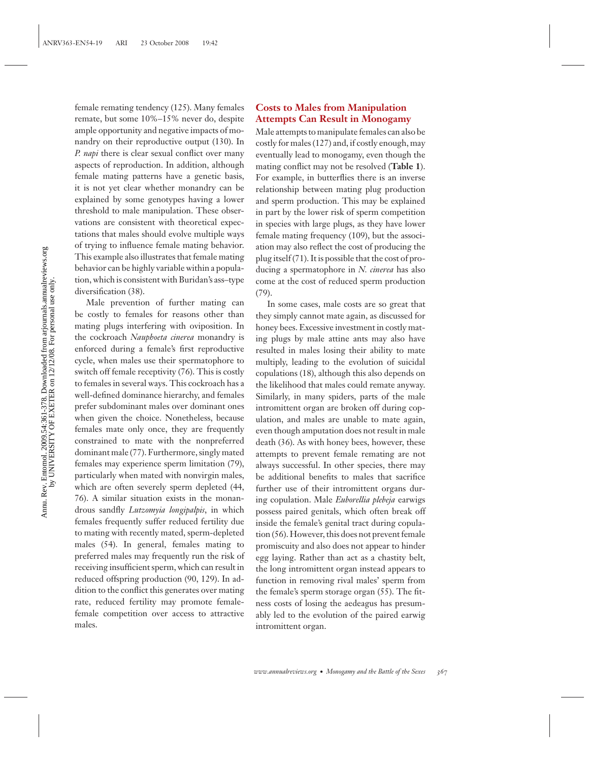female remating tendency (125). Many females remate, but some 10%–15% never do, despite ample opportunity and negative impacts of monandry on their reproductive output (130). In *P. napi* there is clear sexual conflict over many aspects of reproduction. In addition, although female mating patterns have a genetic basis, it is not yet clear whether monandry can be explained by some genotypes having a lower threshold to male manipulation. These observations are consistent with theoretical expectations that males should evolve multiple ways of trying to influence female mating behavior. This example also illustrates that female mating behavior can be highly variable within a population, which is consistent with Buridan's ass–type diversification (38).

Male prevention of further mating can be costly to females for reasons other than mating plugs interfering with oviposition. In the cockroach *Nauphoeta cinerea* monandry is enforced during a female's first reproductive cycle, when males use their spermatophore to switch off female receptivity (76). This is costly to females in several ways. This cockroach has a well-defined dominance hierarchy, and females prefer subdominant males over dominant ones when given the choice. Nonetheless, because females mate only once, they are frequently constrained to mate with the nonpreferred dominant male (77). Furthermore, singly mated females may experience sperm limitation (79), particularly when mated with nonvirgin males, which are often severely sperm depleted (44, 76). A similar situation exists in the monandrous sandfly *Lutzomyia longipalpis*, in which females frequently suffer reduced fertility due to mating with recently mated, sperm-depleted males (54). In general, females mating to preferred males may frequently run the risk of receiving insufficient sperm, which can result in reduced offspring production (90, 129). In addition to the conflict this generates over mating rate, reduced fertility may promote female-female competition over access to attractive males.

## Costs to Males from Manipulation Attempts Can Result in Monogamy

Male attempts to manipulate females can also be costly for males (127) and, if costly enough, may eventually lead to monogamy, even though the mating conflict may not be resolved (**Table 1**). For example, in butterflies there is an inverse relationship between mating plug production and sperm production. This may be explained in part by the lower risk of sperm competition in species with large plugs, as they have lower female mating frequency (109), but the association may also reflect the cost of producing the plug itself (71). It is possible that the cost of producing a spermatophore in *N. cinerea* has also come at the cost of reduced sperm production (79).

In some cases, male costs are so great that they simply cannot mate again, as discussed for honey bees. Excessive investment in costly mating plugs by male attine ants may also have resulted in males losing their ability to mate multiply, leading to the evolution of suicidal copulations (18), although this also depends on the likelihood that males could remate anyway. Similarly, in many spiders, parts of the male intromittent organ are broken off during copulation, and males are unable to mate again, even though amputation does not result in male death (36). As with honey bees, however, these attempts to prevent female remating are not always successful. In other species, there may be additional benefits to males that sacrifice further use of their intromittent organs during copulation. Male *Euborellia plebeja* earwigs possess paired genitals, which often break off inside the female's genital tract during copulation (56). However, this does not prevent female promiscuity and also does not appear to hinder egg laying. Rather than act as a chastity belt, the long intromittent organ instead appears to function in removing rival males' sperm from the female's sperm storage organ (55). The fitness costs of losing the aedeagus has presumably led to the evolution of the paired earwig intromittent organ.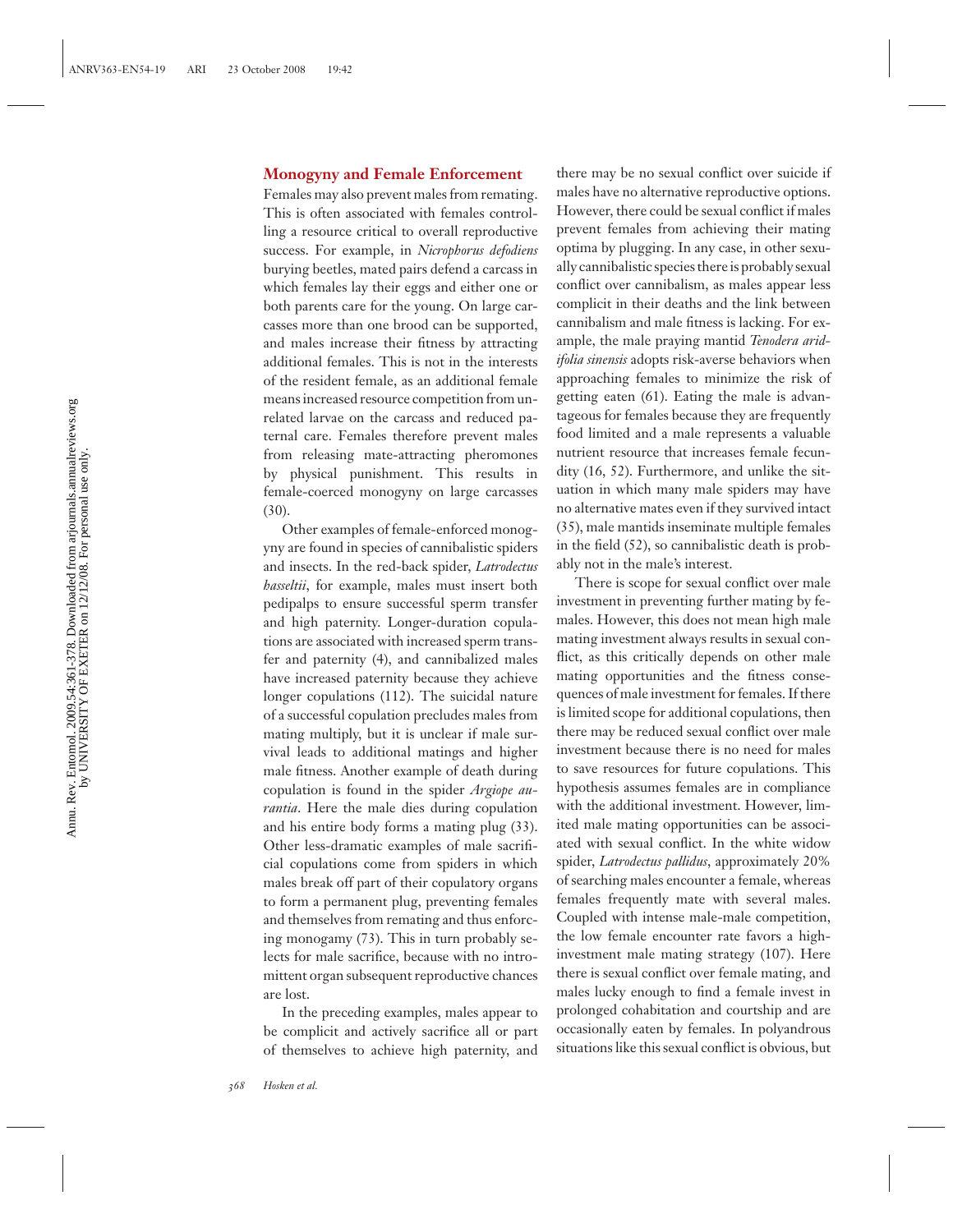## Monogyny and Female Enforcement

Females may also prevent males from remating. This is often associated with females controlling a resource critical to overall reproductive success. For example, in *Nicrophorus defodiens* burying beetles, mated pairs defend a carcass in which females lay their eggs and either one or both parents care for the young. On large carcasses more than one brood can be supported, and males increase their fitness by attracting additional females. This is not in the interests of the resident female, as an additional female means increased resource competition from unrelated larvae on the carcass and reduced paternal care. Females therefore prevent males from releasing mate-attracting pheromones by physical punishment. This results in female-coerced monogyny on large carcasses (30).

Other examples of female-enforced monogyny are found in species of cannibalistic spiders and insects. In the red-back spider, *Latrodectus hasseltii*, for example, males must insert both pedipalps to ensure successful sperm transfer and high paternity. Longer-duration copulations are associated with increased sperm transfer and paternity (4), and cannibalized males have increased paternity because they achieve longer copulations (112). The suicidal nature of a successful copulation precludes males from mating multiply, but it is unclear if male survival leads to additional matings and higher male fitness. Another example of death during copulation is found in the spider *Argiope aurantia*. Here the male dies during copulation and his entire body forms a mating plug (33). Other less-dramatic examples of male sacrificial copulations come from spiders in which males break off part of their copulatory organs to form a permanent plug, preventing females and themselves from remating and thus enforcing monogamy (73). This in turn probably selects for male sacrifice, because with no intromittent organ subsequent reproductive chances are lost.

In the preceding examples, males appear to be complicit and actively sacrifice all or part of themselves to achieve high paternity, and there may be no sexual conflict over suicide if males have no alternative reproductive options. However, there could be sexual conflict if males prevent females from achieving their mating optima by plugging. In any case, in other sexually cannibalistic species there is probably sexual conflict over cannibalism, as males appear less complicit in their deaths and the link between cannibalism and male fitness is lacking. For example, the male praying mantid *Tenodera aridifolia sinensis* adopts risk-averse behaviors when approaching females to minimize the risk of getting eaten (61). Eating the male is advantageous for females because they are frequently food limited and a male represents a valuable nutrient resource that increases female fecundity (16, 52). Furthermore, and unlike the situation in which many male spiders may have no alternative mates even if they survived intact (35), male mantids inseminate multiple females in the field (52), so cannibalistic death is probably not in the male's interest.

There is scope for sexual conflict over male investment in preventing further mating by females. However, this does not mean high male mating investment always results in sexual conflict, as this critically depends on other male mating opportunities and the fitness consequences of male investment for females. If there is limited scope for additional copulations, then there may be reduced sexual conflict over male investment because there is no need for males to save resources for future copulations. This hypothesis assumes females are in compliance with the additional investment. However, limited male mating opportunities can be associated with sexual conflict. In the white widow spider, *Latrodectus pallidus*, approximately 20% of searching males encounter a female, whereas females frequently mate with several males. Coupled with intense male-male competition, the low female encounter rate favors a high-investment male mating strategy (107). Here there is sexual conflict over female mating, and males lucky enough to find a female invest in prolonged cohabitation and courtship and are occasionally eaten by females. In polyandrous situations like this sexual conflict is obvious, but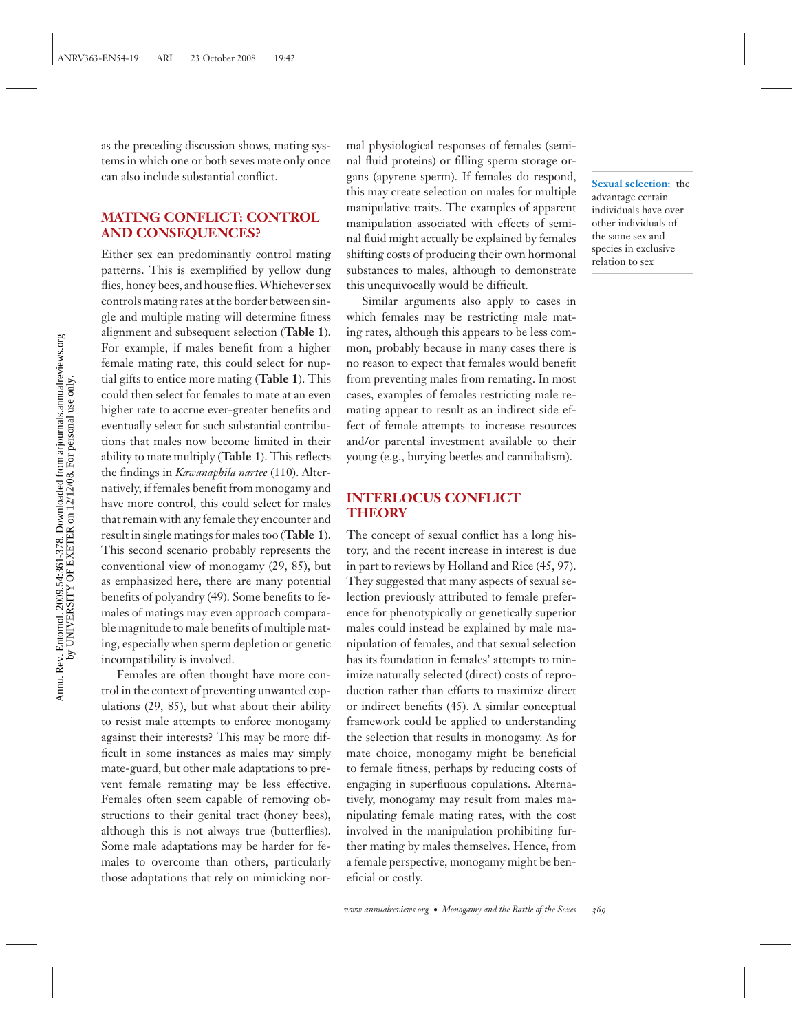as the preceding discussion shows, mating systems in which one or both sexes mate only once can also include substantial conflict.

## MATING CONFLICT: CONTROL AND CONSEQUENCES?

Either sex can predominantly control mating patterns. This is exemplified by yellow dung flies, honey bees, and house flies. Whichever sex controls mating rates at the border between single and multiple mating will determine fitness alignment and subsequent selection (**Table 1**). For example, if males benefit from a higher female mating rate, this could select for nuptial gifts to entice more mating (**Table 1**). This could then select for females to mate at an even higher rate to accrue ever-greater benefits and eventually select for such substantial contributions that males now become limited in their ability to mate multiply (**Table 1**). This reflects the findings in *Kawanaphila nartee* (110). Alternatively, if females benefit from monogamy and have more control, this could select for males that remain with any female they encounter and result in single matings for males too (**Table 1**). This second scenario probably represents the conventional view of monogamy (29, 85), but as emphasized here, there are many potential benefits of polyandry (49). Some benefits to females of matings may even approach comparable magnitude to male benefits of multiple mating, especially when sperm depletion or genetic incompatibility is involved.

Females are often thought have more control in the context of preventing unwanted copulations (29, 85), but what about their ability to resist male attempts to enforce monogamy against their interests? This may be more difficult in some instances as males may simply mate-guard, but other male adaptations to prevent female remating may be less effective. Females often seem capable of removing obstructions to their genital tract (honey bees), although this is not always true (butterflies). Some male adaptations may be harder for females to overcome than others, particularly those adaptations that rely on mimicking normal physiological responses of females (seminal fluid proteins) or filling sperm storage organs (apyrene sperm). If females do respond, this may create selection on males for multiple manipulative traits. The examples of apparent manipulation associated with effects of seminal fluid might actually be explained by females shifting costs of producing their own hormonal substances to males, although to demonstrate this unequivocally would be difficult.

Similar arguments also apply to cases in which females may be restricting male mating rates, although this appears to be less common, probably because in many cases there is no reason to expect that females would benefit from preventing males from remating. In most cases, examples of females restricting male remating appear to result as an indirect side effect of female attempts to increase resources and/or parental investment available to their young (e.g., burying beetles and cannibalism).

**Sexual selection:** the advantage certain individuals have over other individuals of the same sex and species in exclusive relation to sex

## INTERLOCUS CONFLICT THEORY

The concept of sexual conflict has a long history, and the recent increase in interest is due in part to reviews by Holland and Rice (45, 97). They suggested that many aspects of sexual selection previously attributed to female preference for phenotypically or genetically superior males could instead be explained by male manipulation of females, and that sexual selection has its foundation in females' attempts to minimize naturally selected (direct) costs of reproduction rather than efforts to maximize direct or indirect benefits (45). A similar conceptual framework could be applied to understanding the selection that results in monogamy. As for mate choice, monogamy might be beneficial to female fitness, perhaps by reducing costs of engaging in superfluous copulations. Alternatively, monogamy may result from males manipulating female mating rates, with the cost involved in the manipulation prohibiting further mating by males themselves. Hence, from a female perspective, monogamy might be beneficial or costly.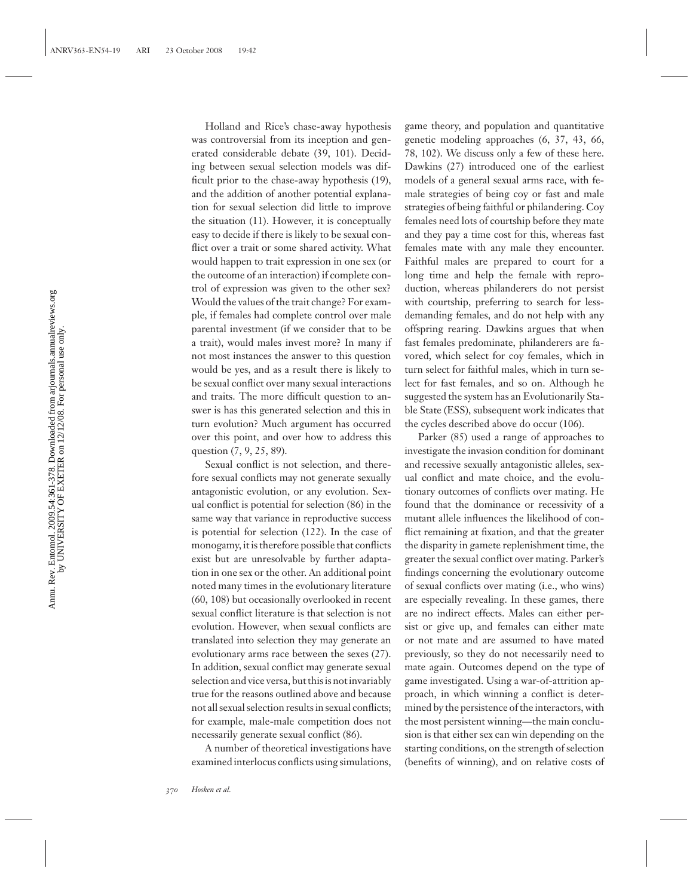Holland and Rice's chase-away hypothesis was controversial from its inception and generated considerable debate (39, 101). Deciding between sexual selection models was difficult prior to the chase-away hypothesis (19), and the addition of another potential explanation for sexual selection did little to improve the situation (11). However, it is conceptually easy to decide if there is likely to be sexual conflict over a trait or some shared activity. What would happen to trait expression in one sex (or the outcome of an interaction) if complete control of expression was given to the other sex? Would the values of the trait change? For example, if females had complete control over male parental investment (if we consider that to be a trait), would males invest more? In many if not most instances the answer to this question would be yes, and as a result there is likely to be sexual conflict over many sexual interactions and traits. The more difficult question to answer is has this generated selection and this in turn evolution? Much argument has occurred over this point, and over how to address this question (7, 9, 25, 89).

Sexual conflict is not selection, and therefore sexual conflicts may not generate sexually antagonistic evolution, or any evolution. Sexual conflict is potential for selection (86) in the same way that variance in reproductive success is potential for selection (122). In the case of monogamy, it is therefore possible that conflicts exist but are unresolvable by further adaptation in one sex or the other. An additional point noted many times in the evolutionary literature (60, 108) but occasionally overlooked in recent sexual conflict literature is that selection is not evolution. However, when sexual conflicts are translated into selection they may generate an evolutionary arms race between the sexes (27). In addition, sexual conflict may generate sexual selection and vice versa, but this is not invariably true for the reasons outlined above and because not all sexual selection results in sexual conflicts; for example, male-male competition does not necessarily generate sexual conflict (86).

A number of theoretical investigations have examined interlocus conflicts using simulations, game theory, and population and quantitative genetic modeling approaches (6, 37, 43, 66, 78, 102). We discuss only a few of these here. Dawkins (27) introduced one of the earliest models of a general sexual arms race, with female strategies of being coy or fast and male strategies of being faithful or philandering. Coy females need lots of courtship before they mate and they pay a time cost for this, whereas fast females mate with any male they encounter. Faithful males are prepared to court for a long time and help the female with reproduction, whereas philanderers do not persist with courtship, preferring to search for less-demanding females, and do not help with any offspring rearing. Dawkins argues that when fast females predominate, philanderers are favored, which select for coy females, which in turn select for faithful males, which in turn select for fast females, and so on. Although he suggested the system has an Evolutionarily Stable State (ESS), subsequent work indicates that the cycles described above do occur (106).

Parker (85) used a range of approaches to investigate the invasion condition for dominant and recessive sexually antagonistic alleles, sexual conflict and mate choice, and the evolutionary outcomes of conflicts over mating. He found that the dominance or recessivity of a mutant allele influences the likelihood of conflict remaining at fixation, and that the greater the disparity in gamete replenishment time, the greater the sexual conflict over mating. Parker's findings concerning the evolutionary outcome of sexual conflicts over mating (i.e., who wins) are especially revealing. In these games, there are no indirect effects. Males can either persist or give up, and females can either mate or not mate and are assumed to have mated previously, so they do not necessarily need to mate again. Outcomes depend on the type of game investigated. Using a war-of-attrition approach, in which winning a conflict is determined by the persistence of the interactors, with the most persistent winning—the main conclusion is that either sex can win depending on the starting conditions, on the strength of selection (benefits of winning), and on relative costs of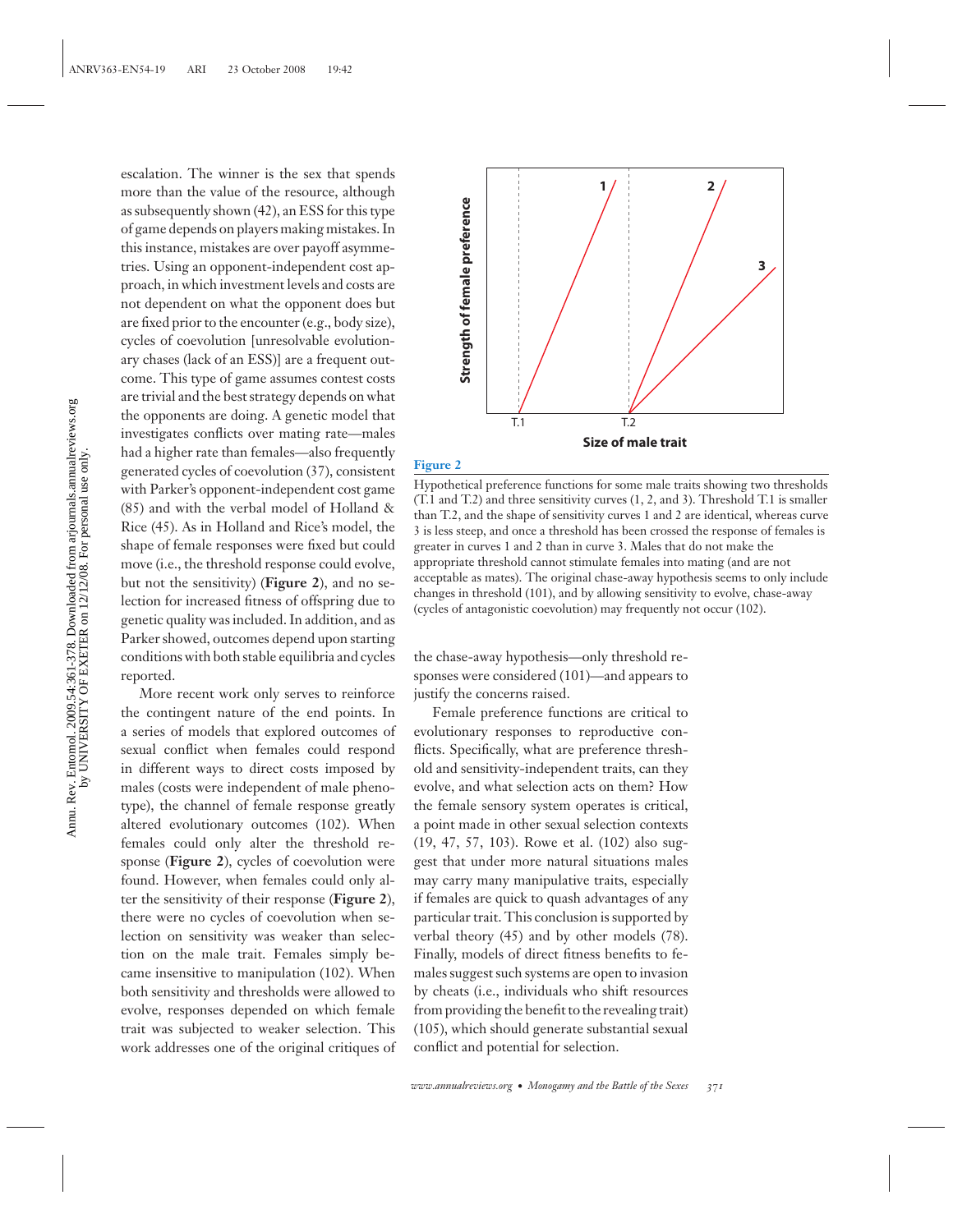escalation. The winner is the sex that spends more than the value of the resource, although as subsequently shown (42), an ESS for this type of game depends on players making mistakes. In this instance, mistakes are over payoff asymmetries. Using an opponent-independent cost approach, in which investment levels and costs are not dependent on what the opponent does but are fixed prior to the encounter (e.g., body size), cycles of coevolution [unresolvable evolutionary chases (lack of an ESS)] are a frequent outcome. This type of game assumes contest costs are trivial and the best strategy depends on what the opponents are doing. A genetic model that investigates conflicts over mating rate—males had a higher rate than females—also frequently generated cycles of coevolution (37), consistent with Parker's opponent-independent cost game (85) and with the verbal model of Holland & Rice (45). As in Holland and Rice's model, the shape of female responses were fixed but could move (i.e., the threshold response could evolve, but not the sensitivity) (**Figure 2**), and no selection for increased fitness of offspring due to genetic quality was included. In addition, and as Parker showed, outcomes depend upon starting conditions with both stable equilibria and cycles reported.

More recent work only serves to reinforce the contingent nature of the end points. In a series of models that explored outcomes of sexual conflict when females could respond in different ways to direct costs imposed by males (costs were independent of male phenotype), the channel of female response greatly altered evolutionary outcomes (102). When females could only alter the threshold response (**Figure 2**), cycles of coevolution were found. However, when females could only alter the sensitivity of their response (**Figure 2**), there were no cycles of coevolution when selection on sensitivity was weaker than selection on the male trait. Females simply became insensitive to manipulation (102). When both sensitivity and thresholds were allowed to evolve, responses depended on which female trait was subjected to weaker selection. This work addresses one of the original critiques of the chase-away hypothesis—only threshold responses were considered (101)—and appears to justify the concerns raised.

**Figure 2**

Hypothetical preference functions for some male traits showing two thresholds (T.1 and T.2) and three sensitivity curves (1, 2, and 3). Threshold T.1 is smaller than T.2, and the shape of sensitivity curves 1 and 2 are identical, whereas curve 3 is less steep, and once a threshold has been crossed the response of females is greater in curves 1 and 2 than in curve 3. Males that do not make the appropriate threshold cannot stimulate females into mating (and are not acceptable as mates). The original chase-away hypothesis seems to only include changes in threshold (101), and by allowing sensitivity to evolve, chase-away (cycles of antagonistic coevolution) may frequently not occur (102).

Female preference functions are critical to evolutionary responses to reproductive conflicts. Specifically, what are preference threshold and sensitivity-independent traits, can they evolve, and what selection acts on them? How the female sensory system operates is critical, a point made in other sexual selection contexts (19, 47, 57, 103). Rowe et al. (102) also suggest that under more natural situations males may carry many manipulative traits, especially if females are quick to quash advantages of any particular trait. This conclusion is supported by verbal theory (45) and by other models (78). Finally, models of direct fitness benefits to females suggest such systems are open to invasion by cheats (i.e., individuals who shift resources from providing the benefit to the revealing trait) (105), which should generate substantial sexual conflict and potential for selection.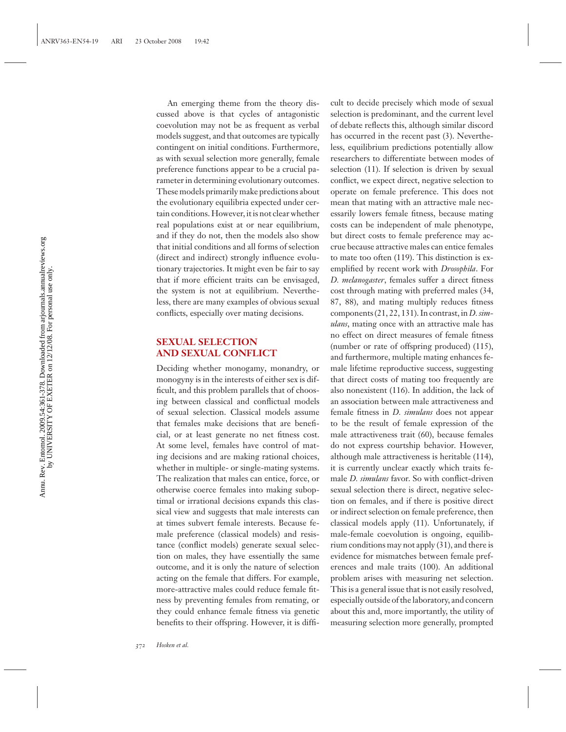An emerging theme from the theory discussed above is that cycles of antagonistic coevolution may not be as frequent as verbal models suggest, and that outcomes are typically contingent on initial conditions. Furthermore, as with sexual selection more generally, female preference functions appear to be a crucial parameter in determining evolutionary outcomes. These models primarily make predictions about the evolutionary equilibria expected under certain conditions. However, it is not clear whether real populations exist at or near equilibrium, and if they do not, then the models also show that initial conditions and all forms of selection (direct and indirect) strongly influence evolutionary trajectories. It might even be fair to say that if more efficient traits can be envisaged, the system is not at equilibrium. Nevertheless, there are many examples of obvious sexual conflicts, especially over mating decisions.

## SEXUAL SELECTION AND SEXUAL CONFLICT

Deciding whether monogamy, monandry, or monogyny is in the interests of either sex is difficult, and this problem parallels that of choosing between classical and conflictual models of sexual selection. Classical models assume that females make decisions that are beneficial, or at least generate no net fitness cost. At some level, females have control of mating decisions and are making rational choices, whether in multiple- or single-mating systems. The realization that males can entice, force, or otherwise coerce females into making suboptimal or irrational decisions expands this classical view and suggests that male interests can at times subvert female interests. Because female preference (classical models) and resistance (conflict models) generate sexual selection on males, they have essentially the same outcome, and it is only the nature of selection acting on the female that differs. For example, more-attractive males could reduce female fitness by preventing females from remating, or they could enhance female fitness via genetic benefits to their offspring. However, it is difficult to decide precisely which mode of sexual selection is predominant, and the current level of debate reflects this, although similar discord has occurred in the recent past (3). Nevertheless, equilibrium predictions potentially allow researchers to differentiate between modes of selection (11). If selection is driven by sexual conflict, we expect direct, negative selection to operate on female preference. This does not mean that mating with an attractive male necessarily lowers female fitness, because mating costs can be independent of male phenotype, but direct costs to female preference may accrue because attractive males can entice females to mate too often (119). This distinction is exemplified by recent work with *Drosophila*. For *D. melanogaster*, females suffer a direct fitness cost through mating with preferred males (34, 87, 88), and mating multiply reduces fitness components (21, 22, 131). In contrast, in *D. simulans*, mating once with an attractive male has no effect on direct measures of female fitness (number or rate of offspring produced) (115), and furthermore, multiple mating enhances female lifetime reproductive success, suggesting that direct costs of mating too frequently are also nonexistent (116). In addition, the lack of an association between male attractiveness and female fitness in *D. simulans* does not appear to be the result of female expression of the male attractiveness trait (60), because females do not express courtship behavior. However, although male attractiveness is heritable (114), it is currently unclear exactly which traits female *D. simulans* favor. So with conflict-driven sexual selection there is direct, negative selection on females, and if there is positive direct or indirect selection on female preference, then classical models apply (11). Unfortunately, if male-female coevolution is ongoing, equilibrium conditions may not apply (31), and there is evidence for mismatches between female preferences and male traits (100). An additional problem arises with measuring net selection. This is a general issue that is not easily resolved, especially outside of the laboratory, and concern about this and, more importantly, the utility of measuring selection more generally, prompted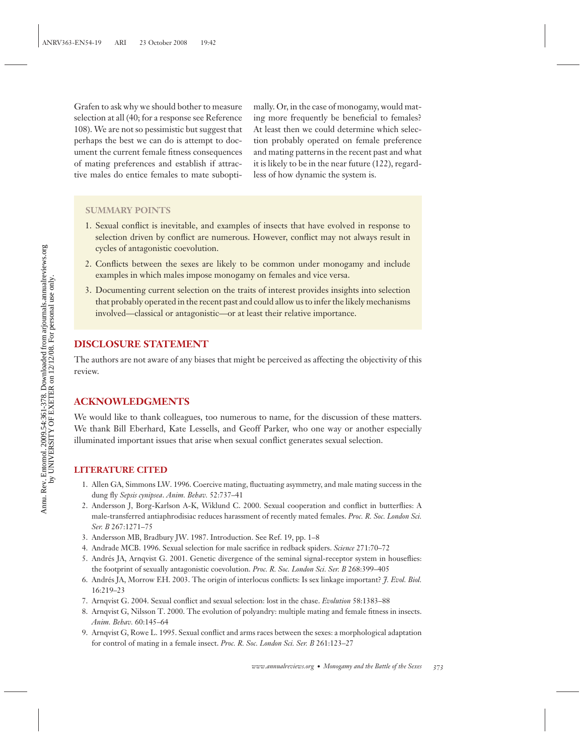Grafen to ask why we should bother to measure selection at all (40; for a response see Reference 108). We are not so pessimistic but suggest that perhaps the best we can do is attempt to document the current female fitness consequences of mating preferences and establish if attractive males do entice females to mate suboptimally. Or, in the case of monogamy, would mating more frequently be beneficial to females? At least then we could determine which selection probably operated on female preference and mating patterns in the recent past and what it is likely to be in the near future (122), regardless of how dynamic the system is.

### SUMMARY POINTS

1. Sexual conflict is inevitable, and examples of insects that have evolved in response to selection driven by conflict are numerous. However, conflict may not always result in cycles of antagonistic coevolution.
2. Conflicts between the sexes are likely to be common under monogamy and include examples in which males impose monogamy on females and vice versa.
3. Documenting current selection on the traits of interest provides insights into selection that probably operated in the recent past and could allow us to infer the likely mechanisms involved—classical or antagonistic—or at least their relative importance.

## DISCLOSURE STATEMENT

The authors are not aware of any biases that might be perceived as affecting the objectivity of this review.

## ACKNOWLEDGMENTS

We would like to thank colleagues, too numerous to name, for the discussion of these matters. We thank Bill Eberhard, Kate Lessells, and Geoff Parker, who one way or another especially illuminated important issues that arise when sexual conflict generates sexual selection.

## LITERATURE CITED

1. Allen GA, Simmons LW. 1996. Coercive mating, fluctuating asymmetry, and male mating success in the dung fly *Sepsis cynipsea*. *Anim. Behav.* 52:737–41
2. Andersson J, Borg-Karlson A-K, Wiklund C. 2000. Sexual cooperation and conflict in butterflies: A male-transferred antiaphrodisiac reduces harassment of recently mated females. *Proc. R. Soc. London Sci. Ser. B* 267:1271–75
3. Andersson MB, Bradbury JW. 1987. Introduction. See Ref. 19, pp. 1–8
4. Andrade MCB. 1996. Sexual selection for male sacrifice in redback spiders. *Science* 271:70–72
5. Andrés JA, Arnqvist G. 2001. Genetic divergence of the seminal signal-receptor system in houseflies: the footprint of sexually antagonistic coevolution. *Proc. R. Soc. London Sci. Ser. B* 268:399–405
6. Andrés JA, Morrow EH. 2003. The origin of interlocus conflicts: Is sex linkage important? *J. Evol. Biol.* 16:219–23
7. Arnqvist G. 2004. Sexual conflict and sexual selection: lost in the chase. *Evolution* 58:1383–88
8. Arnqvist G, Nilsson T. 2000. The evolution of polyandry: multiple mating and female fitness in insects. *Anim. Behav.* 60:145–64
9. Arnqvist G, Rowe L. 1995. Sexual conflict and arms races between the sexes: a morphological adaptation for control of mating in a female insect. *Proc. R. Soc. London Sci. Ser. B* 261:123–27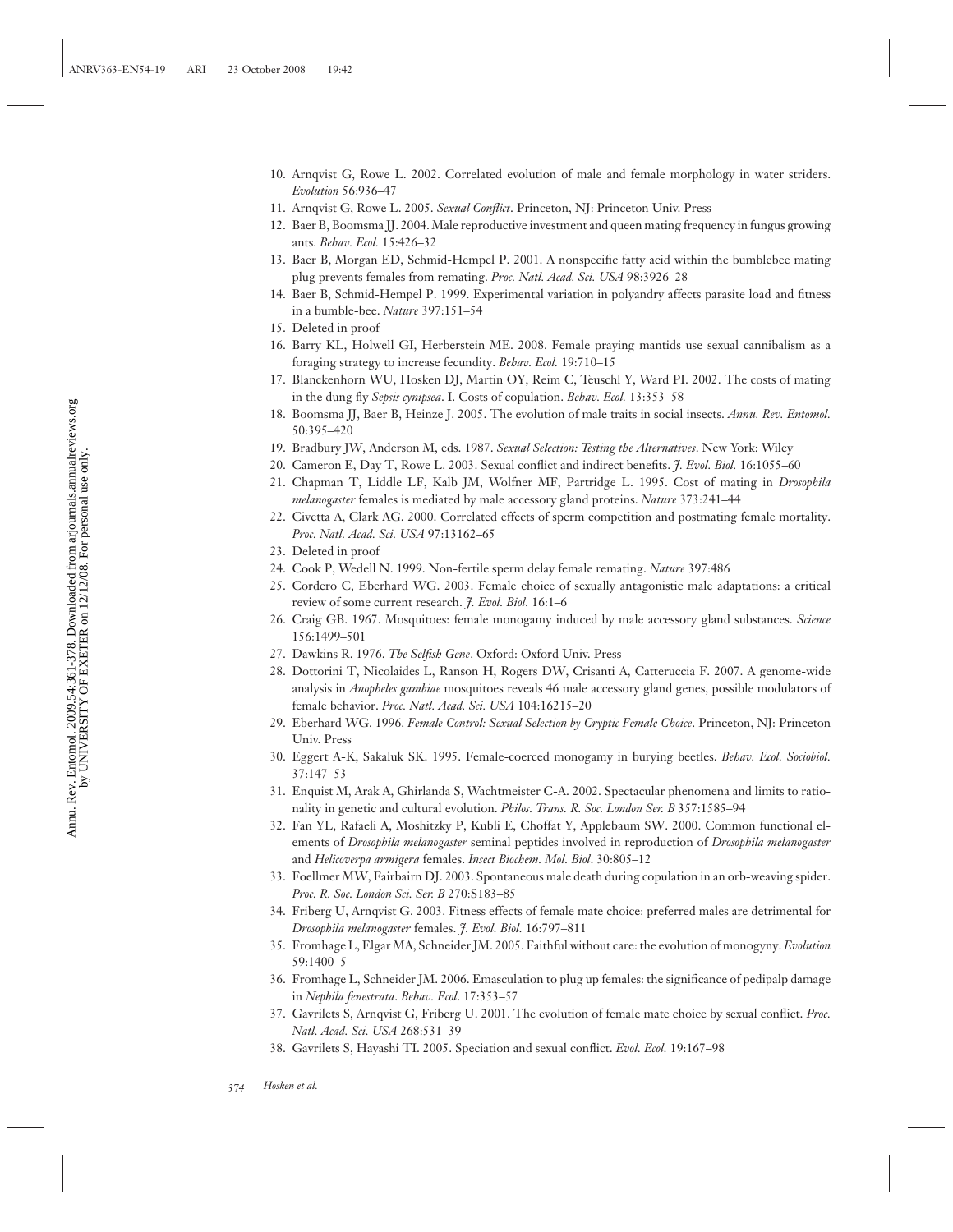10. Arnqvist G, Rowe L. 2002. Correlated evolution of male and female morphology in water striders. *Evolution* 56:936–47
11. Arnqvist G, Rowe L. 2005. *Sexual Conflict*. Princeton, NJ: Princeton Univ. Press
12. Baer B, Boomsma JJ. 2004. Male reproductive investment and queen mating frequency in fungus growing ants. *Behav. Ecol.* 15:426–32
13. Baer B, Morgan ED, Schmid-Hempel P. 2001. A nonspecific fatty acid within the bumblebee mating plug prevents females from remating. *Proc. Natl. Acad. Sci. USA* 98:3926–28
14. Baer B, Schmid-Hempel P. 1999. Experimental variation in polyandry affects parasite load and fitness in a bumble-bee. *Nature* 397:151–54
15. Deleted in proof
16. Barry KL, Holwell GI, Herberstein ME. 2008. Female praying mantids use sexual cannibalism as a foraging strategy to increase fecundity. *Behav. Ecol.* 19:710–15
17. Blanckenhorn WU, Hosken DJ, Martin OY, Reim C, Teuschl Y, Ward PI. 2002. The costs of mating in the dung fly *Sepsis cynipsea*. I. Costs of copulation. *Behav. Ecol.* 13:353–58
18. Boomsma JJ, Baer B, Heinze J. 2005. The evolution of male traits in social insects. *Annu. Rev. Entomol.* 50:395–420
19. Bradbury JW, Anderson M, eds. 1987. *Sexual Selection: Testing the Alternatives*. New York: Wiley
20. Cameron E, Day T, Rowe L. 2003. Sexual conflict and indirect benefits. *J. Evol. Biol.* 16:1055–60
21. Chapman T, Liddle LF, Kalb JM, Wolfner MF, Partridge L. 1995. Cost of mating in *Drosophila melanogaster* females is mediated by male accessory gland proteins. *Nature* 373:241–44
22. Civetta A, Clark AG. 2000. Correlated effects of sperm competition and postmating female mortality. *Proc. Natl. Acad. Sci. USA* 97:13162–65
23. Deleted in proof
24. Cook P, Wedell N. 1999. Non-fertile sperm delay female remating. *Nature* 397:486
25. Cordero C, Eberhard WG. 2003. Female choice of sexually antagonistic male adaptations: a critical review of some current research. *J. Evol. Biol.* 16:1–6
26. Craig GB. 1967. Mosquitoes: female monogamy induced by male accessory gland substances. *Science* 156:1499–501
27. Dawkins R. 1976. *The Selfish Gene*. Oxford: Oxford Univ. Press
28. Dottorini T, Nicolaides L, Ranson H, Rogers DW, Crisanti A, Catteruccia F. 2007. A genome-wide analysis in *Anopheles gambiae* mosquitoes reveals 46 male accessory gland genes, possible modulators of female behavior. *Proc. Natl. Acad. Sci. USA* 104:16215–20
29. Eberhard WG. 1996. *Female Control: Sexual Selection by Cryptic Female Choice*. Princeton, NJ: Princeton Univ. Press
30. Eggert A-K, Sakaluk SK. 1995. Female-coerced monogamy in burying beetles. *Behav. Ecol. Sociobiol.* 37:147–53
31. Enquist M, Arak A, Ghirlanda S, Wachtmeister C-A. 2002. Spectacular phenomena and limits to rationality in genetic and cultural evolution. *Philos. Trans. R. Soc. London Ser. B* 357:1585–94
32. Fan YL, Rafaeli A, Moshitzky P, Kubli E, Choffat Y, Applebaum SW. 2000. Common functional elements of *Drosophila melanogaster* seminal peptides involved in reproduction of *Drosophila melanogaster* and *Helicoverpa armigera* females. *Insect Biochem. Mol. Biol.* 30:805–12
33. Foellmer MW, Fairbairn DJ. 2003. Spontaneous male death during copulation in an orb-weaving spider. *Proc. R. Soc. London Sci. Ser. B* 270:S183–85
34. Friberg U, Arnqvist G. 2003. Fitness effects of female mate choice: preferred males are detrimental for *Drosophila melanogaster* females. *J. Evol. Biol.* 16:797–811
35. Fromhage L, Elgar MA, Schneider JM. 2005. Faithful without care: the evolution of monogyny. *Evolution* 59:1400–5
36. Fromhage L, Schneider JM. 2006. Emasculation to plug up females: the significance of pedipalp damage in *Nephila fenestrata*. *Behav. Ecol.* 17:353–57
37. Gavrilets S, Arnqvist G, Friberg U. 2001. The evolution of female mate choice by sexual conflict. *Proc. Natl. Acad. Sci. USA* 268:531–39
38. Gavrilets S, Hayashi TI. 2005. Speciation and sexual conflict. *Evol. Ecol.* 19:167–98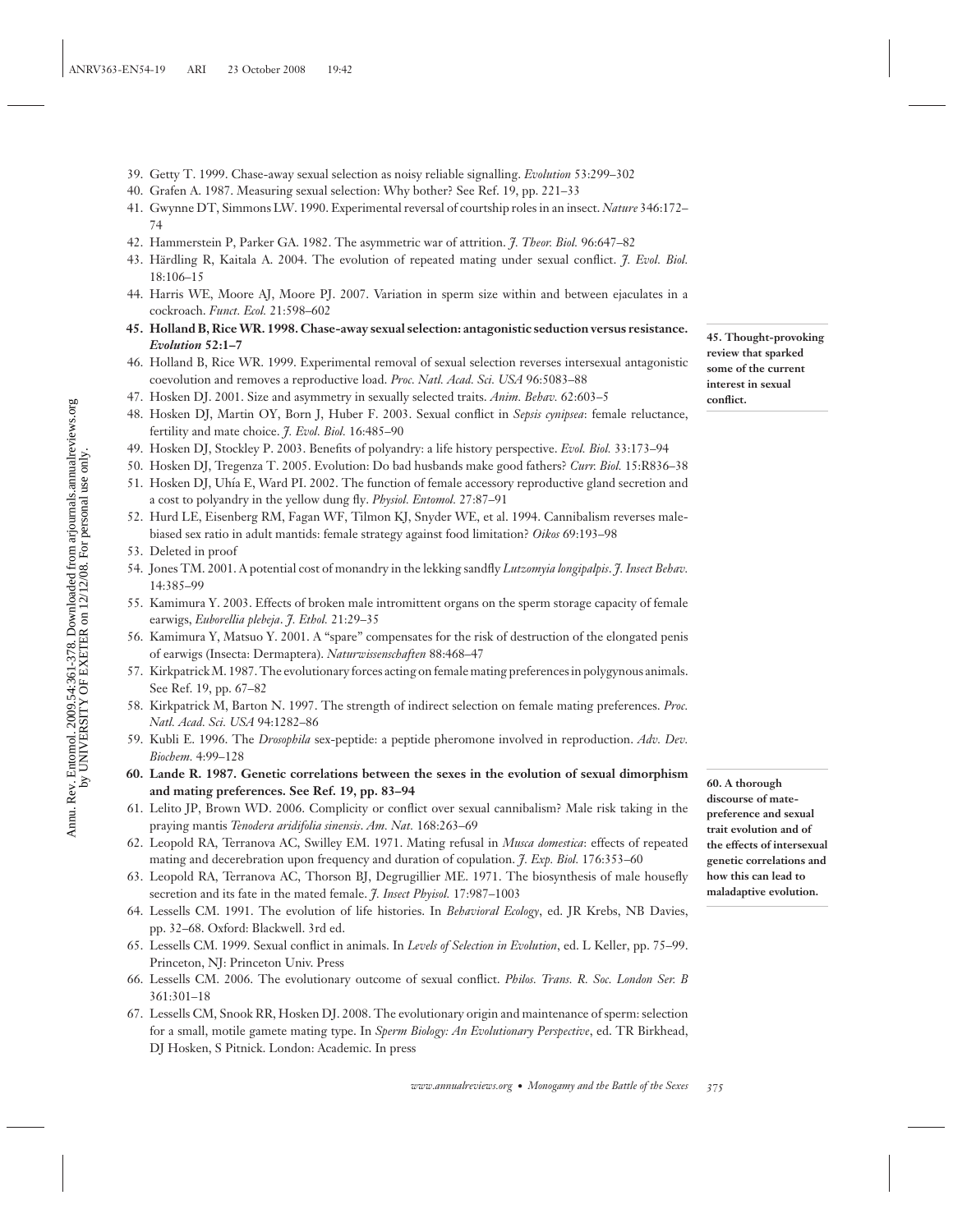39. Getty T. 1999. Chase-away sexual selection as noisy reliable signalling. *Evolution* 53:299–302
40. Grafen A. 1987. Measuring sexual selection: Why bother? See Ref. 19, pp. 221–33
41. Gwynne DT, Simmons LW. 1990. Experimental reversal of courtship roles in an insect. *Nature* 346:172–74
42. Hammerstein P, Parker GA. 1982. The asymmetric war of attrition. *J. Theor. Biol.* 96:647–82
43. Härdling R, Kaitala A. 2004. The evolution of repeated mating under sexual conflict. *J. Evol. Biol.* 18:106–15
44. Harris WE, Moore AJ, Moore PJ. 2007. Variation in sperm size within and between ejaculates in a cockroach. *Funct. Ecol.* 21:598–602
45. **Holland B, Rice WR. 1998. Chase-away sexual selection: antagonistic seduction versus resistance. *Evolution* 52:1–7**

**45. Thought-provoking review that sparked some of the current interest in sexual conflict.**

46. Holland B, Rice WR. 1999. Experimental removal of sexual selection reverses intersexual antagonistic coevolution and removes a reproductive load. *Proc. Natl. Acad. Sci. USA* 96:5083–88
47. Hosken DJ. 2001. Size and asymmetry in sexually selected traits. *Anim. Behav.* 62:603–5
48. Hosken DJ, Martin OY, Born J, Huber F. 2003. Sexual conflict in *Sepsis cynipsea*: female reluctance, fertility and mate choice. *J. Evol. Biol.* 16:485–90
49. Hosken DJ, Stockley P. 2003. Benefits of polyandry: a life history perspective. *Evol. Biol.* 33:173–94
50. Hosken DJ, Tregenza T. 2005. Evolution: Do bad husbands make good fathers? *Curr. Biol.* 15:R836–38
51. Hosken DJ, Uhía E, Ward PI. 2002. The function of female accessory reproductive gland secretion and a cost to polyandry in the yellow dung fly. *Physiol. Entomol.* 27:87–91
52. Hurd LE, Eisenberg RM, Fagan WF, Tilmon KJ, Snyder WE, et al. 1994. Cannibalism reverses male-biased sex ratio in adult mantids: female strategy against food limitation? *Oikos* 69:193–98
53. Deleted in proof
54. Jones TM. 2001. A potential cost of monandry in the lekking sandfly *Lutzomyia longipalpis*. *J. Insect Behav.* 14:385–99
55. Kamimura Y. 2003. Effects of broken male intromittent organs on the sperm storage capacity of female earwigs, *Euborellia plebeja*. *J. Ethol.* 21:29–35
56. Kamimura Y, Matsuo Y. 2001. A "spare" compensates for the risk of destruction of the elongated penis of earwigs (Insecta: Dermaptera). *Naturwissenschaften* 88:468–47
57. Kirkpatrick M. 1987. The evolutionary forces acting on female mating preferences in polygynous animals. See Ref. 19, pp. 67–82
58. Kirkpatrick M, Barton N. 1997. The strength of indirect selection on female mating preferences. *Proc. Natl. Acad. Sci. USA* 94:1282–86
59. Kubli E. 1996. The *Drosophila* sex-peptide: a peptide pheromone involved in reproduction. *Adv. Dev. Biochem.* 4:99–128
60. **Lande R. 1987. Genetic correlations between the sexes in the evolution of sexual dimorphism and mating preferences. See Ref. 19, pp. 83–94**

**60. A thorough discourse of mate-preference and sexual trait evolution and of the effects of intersexual genetic correlations and how this can lead to maladaptive evolution.**

61. Lelito JP, Brown WD. 2006. Complicity or conflict over sexual cannibalism? Male risk taking in the praying mantis *Tenodera aridifolia sinensis*. *Am. Nat.* 168:263–69
62. Leopold RA, Terranova AC, Swilley EM. 1971. Mating refusal in *Musca domestica*: effects of repeated mating and decerebration upon frequency and duration of copulation. *J. Exp. Biol.* 176:353–60
63. Leopold RA, Terranova AC, Thorson BJ, Degrugillier ME. 1971. The biosynthesis of male housefly secretion and its fate in the mated female. *J. Insect Physiol.* 17:987–1003
64. Lessells CM. 1991. The evolution of life histories. In *Behavioral Ecology*, ed. JR Krebs, NB Davies, pp. 32–68. Oxford: Blackwell. 3rd ed.
65. Lessells CM. 1999. Sexual conflict in animals. In *Levels of Selection in Evolution*, ed. L Keller, pp. 75–99. Princeton, NJ: Princeton Univ. Press
66. Lessells CM. 2006. The evolutionary outcome of sexual conflict. *Philos. Trans. R. Soc. London Ser. B* 361:301–18
67. Lessells CM, Snook RR, Hosken DJ. 2008. The evolutionary origin and maintenance of sperm: selection for a small, motile gamete mating type. In *Sperm Biology: An Evolutionary Perspective*, ed. TR Birkhead, DJ Hosken, S Pitnick. London: Academic. In press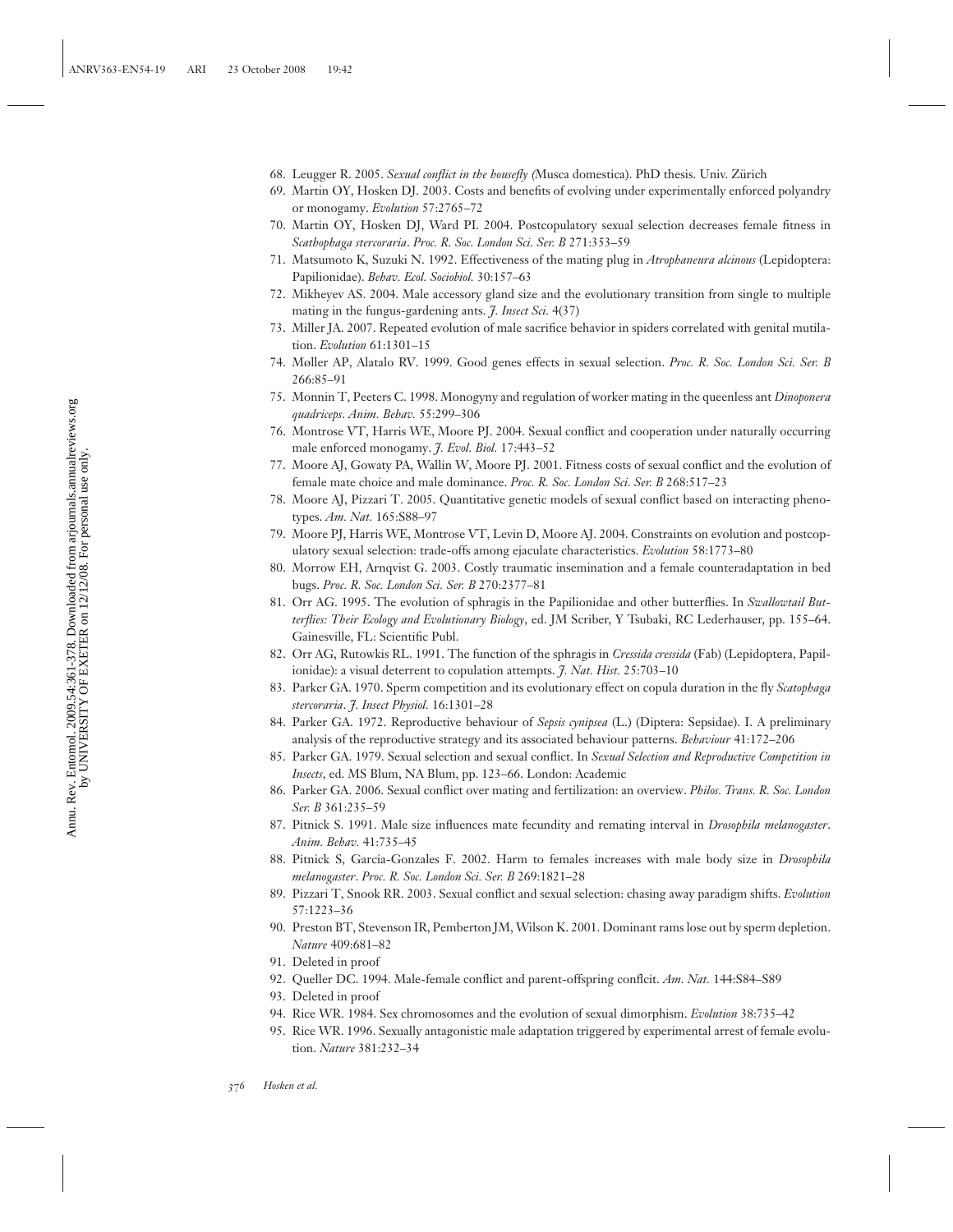68. Leugger R. 2005. *Sexual conflict in the housefly (*Musca domestica*)*. PhD thesis. Univ. Zürich
69. Martin OY, Hosken DJ. 2003. Costs and benefits of evolving under experimentally enforced polyandry or monogamy. *Evolution* 57:2765–72
70. Martin OY, Hosken DJ, Ward PI. 2004. Postcopulatory sexual selection decreases female fitness in *Scathophaga stercoraria*. *Proc. R. Soc. London Sci. Ser. B* 271:353–59
71. Matsumoto K, Suzuki N. 1992. Effectiveness of the mating plug in *Atrophaneura alcinous* (Lepidoptera: Papilionidae). *Behav. Ecol. Sociobiol.* 30:157–63
72. Mikheyev AS. 2004. Male accessory gland size and the evolutionary transition from single to multiple mating in the fungus-gardening ants. *J. Insect Sci.* 4(37)
73. Miller JA. 2007. Repeated evolution of male sacrifice behavior in spiders correlated with genital mutilation. *Evolution* 61:1301–15
74. Møller AP, Alatalo RV. 1999. Good genes effects in sexual selection. *Proc. R. Soc. London Sci. Ser. B* 266:85–91
75. Monnin T, Peeters C. 1998. Monogyny and regulation of worker mating in the queenless ant *Dinoponera quadriceps*. *Anim. Behav.* 55:299–306
76. Montrose VT, Harris WE, Moore PJ. 2004. Sexual conflict and cooperation under naturally occurring male enforced monogamy. *J. Evol. Biol.* 17:443–52
77. Moore AJ, Gowaty PA, Wallin W, Moore PJ. 2001. Fitness costs of sexual conflict and the evolution of female mate choice and male dominance. *Proc. R. Soc. London Sci. Ser. B* 268:517–23
78. Moore AJ, Pizzari T. 2005. Quantitative genetic models of sexual conflict based on interacting phenotypes. *Am. Nat.* 165:S88–97
79. Moore PJ, Harris WE, Montrose VT, Levin D, Moore AJ. 2004. Constraints on evolution and postcopulatory sexual selection: trade-offs among ejaculate characteristics. *Evolution* 58:1773–80
80. Morrow EH, Arnqvist G. 2003. Costly traumatic insemination and a female counteradaptation in bed bugs. *Proc. R. Soc. London Sci. Ser. B* 270:2377–81
81. Orr AG. 1995. The evolution of sphragis in the Papilionidae and other butterflies. In *Swallowtail Butterflies: Their Ecology and Evolutionary Biology*, ed. JM Scriber, Y Tsubaki, RC Lederhauser, pp. 155–64. Gainesville, FL: Scientific Publ.
82. Orr AG, Rutowkis RL. 1991. The function of the sphragis in *Cressida cressida* (Fab) (Lepidoptera, Papilionidae): a visual deterrent to copulation attempts. *J. Nat. Hist.* 25:703–10
83. Parker GA. 1970. Sperm competition and its evolutionary effect on copula duration in the fly *Scatophaga stercoraria*. *J. Insect Physiol.* 16:1301–28
84. Parker GA. 1972. Reproductive behaviour of *Sepsis cynipsea* (L.) (Diptera: Sepsidae). I. A preliminary analysis of the reproductive strategy and its associated behaviour patterns. *Behaviour* 41:172–206
85. Parker GA. 1979. Sexual selection and sexual conflict. In *Sexual Selection and Reproductive Competition in Insects*, ed. MS Blum, NA Blum, pp. 123–66. London: Academic
86. Parker GA. 2006. Sexual conflict over mating and fertilization: an overview. *Philos. Trans. R. Soc. London Ser. B* 361:235–59
87. Pitnick S. 1991. Male size influences mate fecundity and remating interval in *Drosophila melanogaster*. *Anim. Behav.* 41:735–45
88. Pitnick S, Garcia-Gonzales F. 2002. Harm to females increases with male body size in *Drosophila melanogaster*. *Proc. R. Soc. London Sci. Ser. B* 269:1821–28
89. Pizzari T, Snook RR. 2003. Sexual conflict and sexual selection: chasing away paradigm shifts. *Evolution* 57:1223–36
90. Preston BT, Stevenson IR, Pemberton JM, Wilson K. 2001. Dominant rams lose out by sperm depletion. *Nature* 409:681–82
91. Deleted in proof
92. Queller DC. 1994. Male-female conflict and parent-offspring conflcit. *Am. Nat.* 144:S84–S89
93. Deleted in proof
94. Rice WR. 1984. Sex chromosomes and the evolution of sexual dimorphism. *Evolution* 38:735–42
95. Rice WR. 1996. Sexually antagonistic male adaptation triggered by experimental arrest of female evolution. *Nature* 381:232–34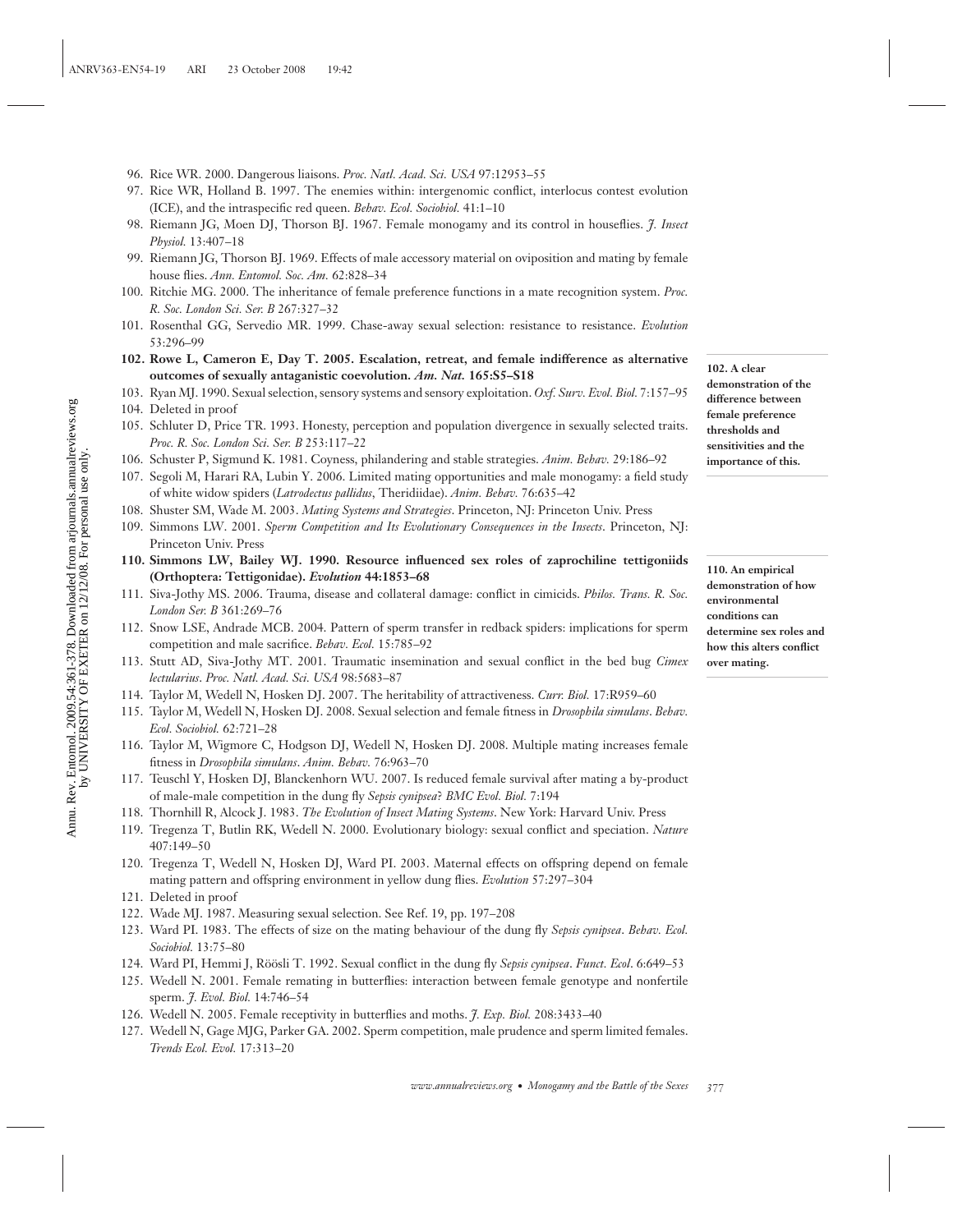96. Rice WR. 2000. Dangerous liaisons. *Proc. Natl. Acad. Sci. USA* 97:12953–55
97. Rice WR, Holland B. 1997. The enemies within: intergenomic conflict, interlocus contest evolution (ICE), and the intraspecific red queen. *Behav. Ecol. Sociobiol.* 41:1–10
98. Riemann JG, Moen DJ, Thorson BJ. 1967. Female monogamy and its control in houseflies. *J. Insect Physiol.* 13:407–18
99. Riemann JG, Thorson BJ. 1969. Effects of male accessory material on oviposition and mating by female house flies. *Ann. Entomol. Soc. Am.* 62:828–34
100. Ritchie MG. 2000. The inheritance of female preference functions in a mate recognition system. *Proc. R. Soc. London Sci. Ser. B* 267:327–32
101. Rosenthal GG, Servedio MR. 1999. Chase-away sexual selection: resistance to resistance. *Evolution* 53:296–99
102. **Rowe L, Cameron E, Day T. 2005. Escalation, retreat, and female indifference as alternative outcomes of sexually antagonistic coevolution. *Am. Nat.* 165:S5–S18**
103. Ryan MJ. 1990. Sexual selection, sensory systems and sensory exploitation. *Oxf. Surv. Evol. Biol.* 7:157–95
104. Deleted in proof
105. Schluter D, Price TR. 1993. Honesty, perception and population divergence in sexually selected traits. *Proc. R. Soc. London Sci. Ser. B* 253:117–22
106. Schuster P, Sigmund K. 1981. Coyness, philandering and stable strategies. *Anim. Behav.* 29:186–92
107. Segoli M, Harari RA, Lubin Y. 2006. Limited mating opportunities and male monogamy: a field study of white widow spiders (*Latrodectus pallidus*, Theridiidae). *Anim. Behav.* 76:635–42
108. Shuster SM, Wade M. 2003. *Mating Systems and Strategies*. Princeton, NJ: Princeton Univ. Press
109. Simmons LW. 2001. *Sperm Competition and Its Evolutionary Consequences in the Insects*. Princeton, NJ: Princeton Univ. Press
110. **Simmons LW, Bailey WJ. 1990. Resource influenced sex roles of zaprochiline tettigoniids (Orthoptera: Tettigonidae). *Evolution* 44:1853–68**
111. Siva-Jothy MS. 2006. Trauma, disease and collateral damage: conflict in cimicids. *Philos. Trans. R. Soc. London Ser. B* 361:269–76
112. Snow LSE, Andrade MCB. 2004. Pattern of sperm transfer in redback spiders: implications for sperm competition and male sacrifice. *Behav. Ecol.* 15:785–92
113. Stutt AD, Siva-Jothy MT. 2001. Traumatic insemination and sexual conflict in the bed bug *Cimex lectularius*. *Proc. Natl. Acad. Sci. USA* 98:5683–87
114. Taylor M, Wedell N, Hosken DJ. 2007. The heritability of attractiveness. *Curr. Biol.* 17:R959–60
115. Taylor M, Wedell N, Hosken DJ. 2008. Sexual selection and female fitness in *Drosophila simulans*. *Behav. Ecol. Sociobiol.* 62:721–28
116. Taylor M, Wigmore C, Hodgson DJ, Wedell N, Hosken DJ. 2008. Multiple mating increases female fitness in *Drosophila simulans*. *Anim. Behav.* 76:963–70
117. Teuschl Y, Hosken DJ, Blanckenhorn WU. 2007. Is reduced female survival after mating a by-product of male-male competition in the dung fly *Sepsis cynipsea*? *BMC Evol. Biol.* 7:194
118. Thornhill R, Alcock J. 1983. *The Evolution of Insect Mating Systems*. New York: Harvard Univ. Press
119. Tregenza T, Butlin RK, Wedell N. 2000. Evolutionary biology: sexual conflict and speciation. *Nature* 407:149–50
120. Tregenza T, Wedell N, Hosken DJ, Ward PI. 2003. Maternal effects on offspring depend on female mating pattern and offspring environment in yellow dung flies. *Evolution* 57:297–304
121. Deleted in proof
122. Wade MJ. 1987. Measuring sexual selection. See Ref. 19, pp. 197–208
123. Ward PI. 1983. The effects of size on the mating behaviour of the dung fly *Sepsis cynipsea*. *Behav. Ecol. Sociobiol.* 13:75–80
124. Ward PI, Hemmi J, Röösli T. 1992. Sexual conflict in the dung fly *Sepsis cynipsea*. *Funct. Ecol.* 6:649–53
125. Wedell N. 2001. Female remating in butterflies: interaction between female genotype and nonfertile sperm. *J. Evol. Biol.* 14:746–54
126. Wedell N. 2005. Female receptivity in butterflies and moths. *J. Exp. Biol.* 208:3433–40
127. Wedell N, Gage MJG, Parker GA. 2002. Sperm competition, male prudence and sperm limited females. *Trends Ecol. Evol.* 17:313–20

**102. A clear demonstration of the difference between female preference thresholds and sensitivities and the importance of this.**

**110. An empirical demonstration of how environmental conditions can determine sex roles and how this alters conflict over mating.**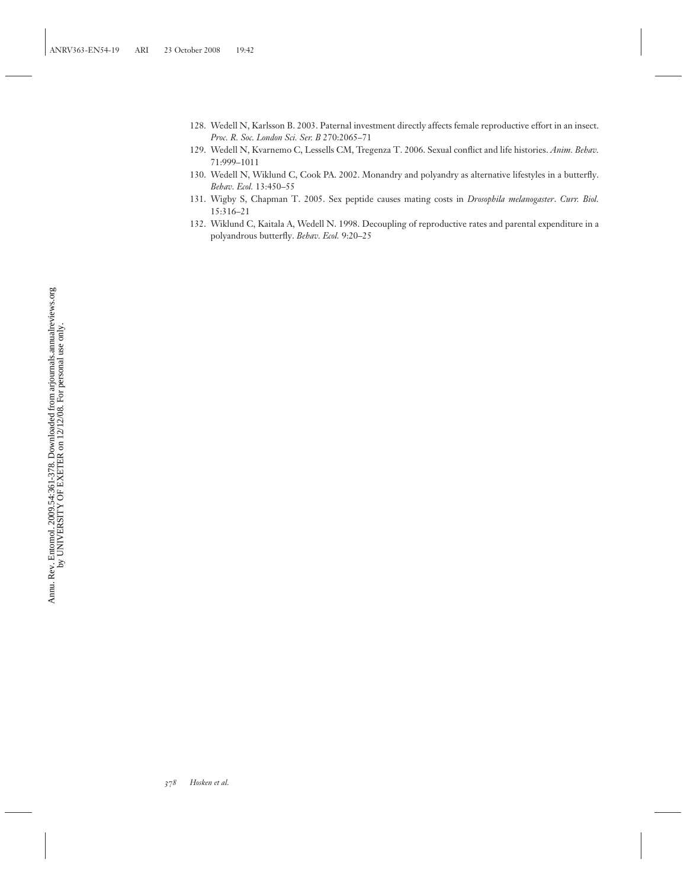128. Wedell N, Karlsson B. 2003. Paternal investment directly affects female reproductive effort in an insect. *Proc. R. Soc. London Sci. Ser. B* 270:2065–71
129. Wedell N, Kvarnemo C, Lessells CM, Tregenza T. 2006. Sexual conflict and life histories. *Anim. Behav.* 71:999–1011
130. Wedell N, Wiklund C, Cook PA. 2002. Monandry and polyandry as alternative lifestyles in a butterfly. *Behav. Ecol.* 13:450–55
131. Wigby S, Chapman T. 2005. Sex peptide causes mating costs in *Drosophila melanogaster*. *Curr. Biol.* 15:316–21
132. Wiklund C, Kaitala A, Wedell N. 1998. Decoupling of reproductive rates and parental expenditure in a polyandrous butterfly. *Behav. Ecol.* 9:20–25